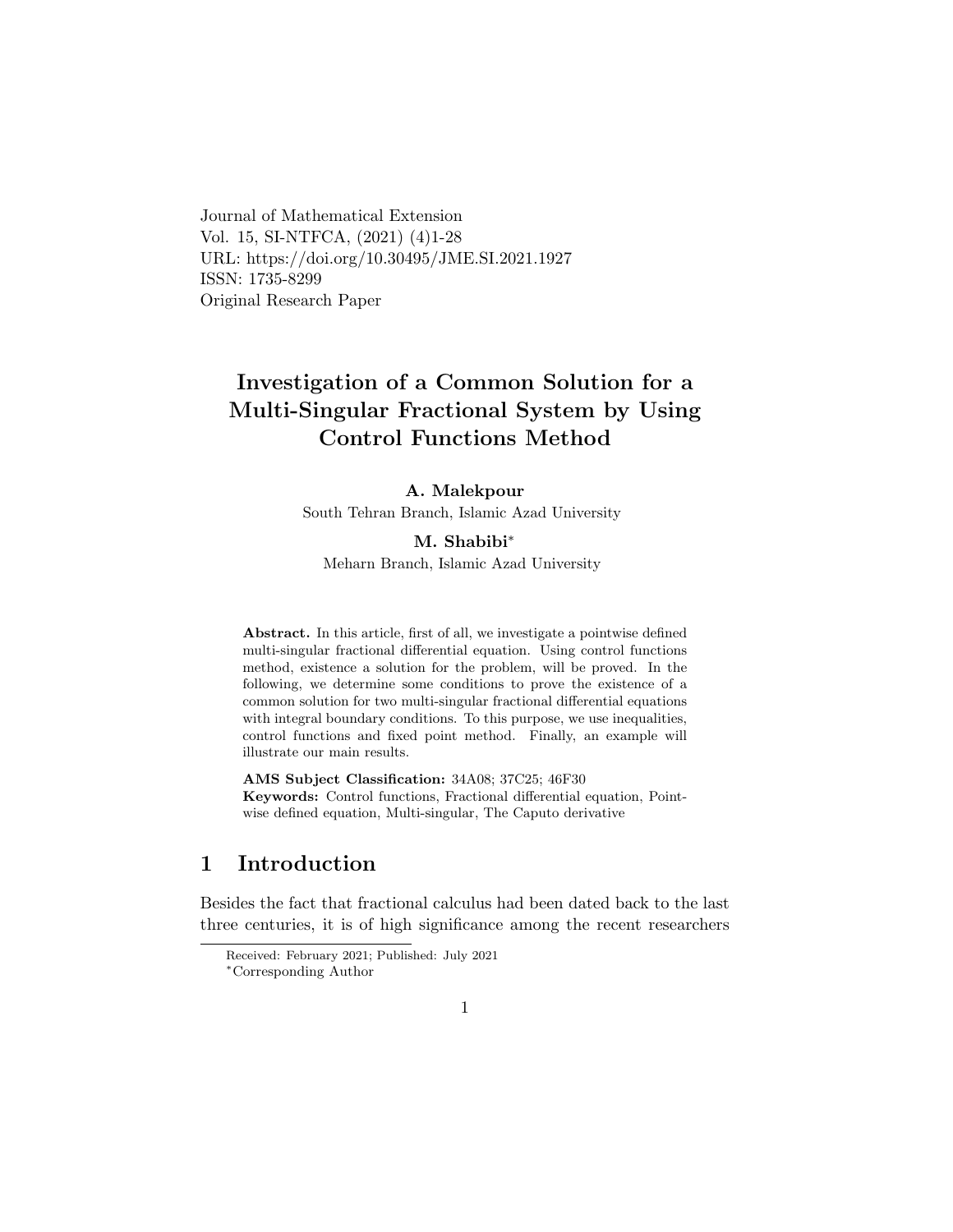Journal of Mathematical Extension
Vol. 15, SI-NTFCA, (2021) (4)1-28
URL: https://doi.org/10.30495/JME.SI.2021.1927
ISSN: 1735-8299
Original Research Paper

# Investigation of a Common Solution for a Multi-Singular Fractional System by Using Control Functions Method

**A. Malekpour**
South Tehran Branch, Islamic Azad University

**M. Shabibi***
Meharn Branch, Islamic Azad University

**Abstract.** In this article, first of all, we investigate a pointwise defined multi-singular fractional differential equation. Using control functions method, existence a solution for the problem, will be proved. In the following, we determine some conditions to prove the existence of a common solution for two multi-singular fractional differential equations with integral boundary conditions. To this purpose, we use inequalities, control functions and fixed point method. Finally, an example will illustrate our main results.

**AMS Subject Classification:** 34A08; 37C25; 46F30
**Keywords:** Control functions, Fractional differential equation, Pointwise defined equation, Multi-singular, The Caputo derivative

## 1 Introduction

Besides the fact that fractional calculus had been dated back to the last three centuries, it is of high significance among the recent researchers

Received: February 2021; Published: July 2021
*Corresponding Author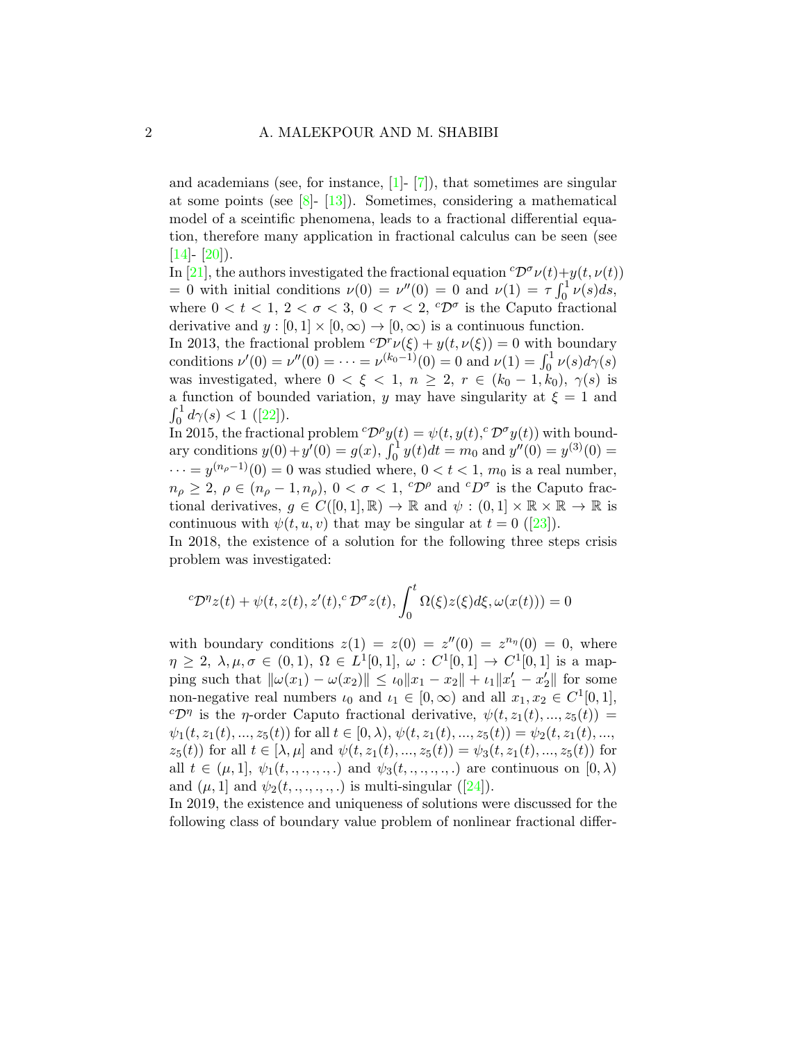and academians (see, for instance, [1]- [7]), that sometimes are singular at some points (see [8]- [13]). Sometimes, considering a mathematical model of a sceintific phenomena, leads to a fractional differential equation, therefore many application in fractional calculus can be seen (see [14]- [20]).

In [21], the authors investigated the fractional equation ${}^{c}\mathcal{D}^{\sigma}\nu(t)+y(t,\nu(t)) = 0$ with initial conditions $\nu(0) = \nu''(0) = 0$ and $\nu(1) = \tau\int_0^1 \nu(s)ds$, where $0 < t < 1$, $2 < \sigma < 3$, $0 < \tau < 2$, ${}^{c}\mathcal{D}^{\sigma}$ is the Caputo fractional derivative and $y : [0, 1] \times [0, \infty) \to [0, \infty)$ is a continuous function.

In 2013, the fractional problem ${}^{c}\mathcal{D}^{r}\nu(\xi) + y(\xi, \nu(\xi)) = 0$ with boundary conditions $\nu'(0) = \nu''(0) = \cdots = \nu^{(k_0-1)}(0) = 0$ and $\nu(1) = \int_0^1 \nu(s)d\gamma(s)$ was investigated, where $0 < \xi < 1$, $n \geq 2$, $r \in (k_0 - 1, k_0)$, $\gamma(s)$ is a function of bounded variation, $y$ may have singularity at $\xi = 1$ and $\int_0^1 d\gamma(s) < 1$ ([22]).

In 2015, the fractional problem ${}^{c}\mathcal{D}^{\rho}y(t) = \psi(t, y(t), {}^{c}\mathcal{D}^{\sigma}y(t))$ with boundary conditions $y(0)+y'(0) = g(x)$, $\int_0^1 y(t)dt = m_0$ and $y''(0) = y^{(3)}(0) = \cdots = y^{(n_\rho-1)}(0) = 0$ was studied where, $0 < t < 1$, $m_0$ is a real number, $n_\rho \geq 2$, $\rho \in (n_\rho - 1, n_\rho)$, $0 < \sigma < 1$, ${}^{c}\mathcal{D}^{\rho}$ and ${}^{c}D^{\sigma}$ is the Caputo fractional derivatives, $g \in C([0, 1], \mathbb{R}) \to \mathbb{R}$ and $\psi : (0, 1] \times \mathbb{R} \times \mathbb{R} \to \mathbb{R}$ is continuous with $\psi(t, u, v)$ that may be singular at $t = 0$ ([23]).

In 2018, the existence of a solution for the following three steps crisis problem was investigated:

$${}^{c}\mathcal{D}^{\eta}z(t) + \psi(t, z(t), z'(t), {}^{c}\mathcal{D}^{\sigma}z(t), \int_0^t \Omega(\xi)z(\xi)d\xi, \omega(x(t))) = 0$$

with boundary conditions $z(1) = z(0) = z''(0) = z^{n_\eta}(0) = 0$, where $\eta \geq 2$, $\lambda, \mu, \sigma \in (0, 1)$, $\Omega \in L^1[0, 1]$, $\omega : C^1[0, 1] \to C^1[0, 1]$ is a mapping such that $\|\omega(x_1) - \omega(x_2)\| \leq \iota_0\|x_1 - x_2\| + \iota_1\|x_1' - x_2'\|$ for some non-negative real numbers $\iota_0$ and $\iota_1 \in [0, \infty)$ and all $x_1, x_2 \in C^1[0, 1]$, ${}^{c}\mathcal{D}^{\eta}$ is the $\eta$-order Caputo fractional derivative, $\psi(t, z_1(t), ..., z_5(t)) = \psi_1(t, z_1(t), ..., z_5(t))$ for all $t \in [0, \lambda)$, $\psi(t, z_1(t), ..., z_5(t)) = \psi_2(t, z_1(t), ..., z_5(t))$ for all $t \in [\lambda, \mu]$ and $\psi(t, z_1(t), ..., z_5(t)) = \psi_3(t, z_1(t), ..., z_5(t))$ for all $t \in (\mu, 1]$, $\psi_1(t, ., ., ., ., .)$ and $\psi_3(t, ., ., ., ., .)$ are continuous on $[0, \lambda)$ and $(\mu, 1]$ and $\psi_2(t, ., ., ., ., .)$ is multi-singular ([24]).

In 2019, the existence and uniqueness of solutions were discussed for the following class of boundary value problem of nonlinear fractional differ-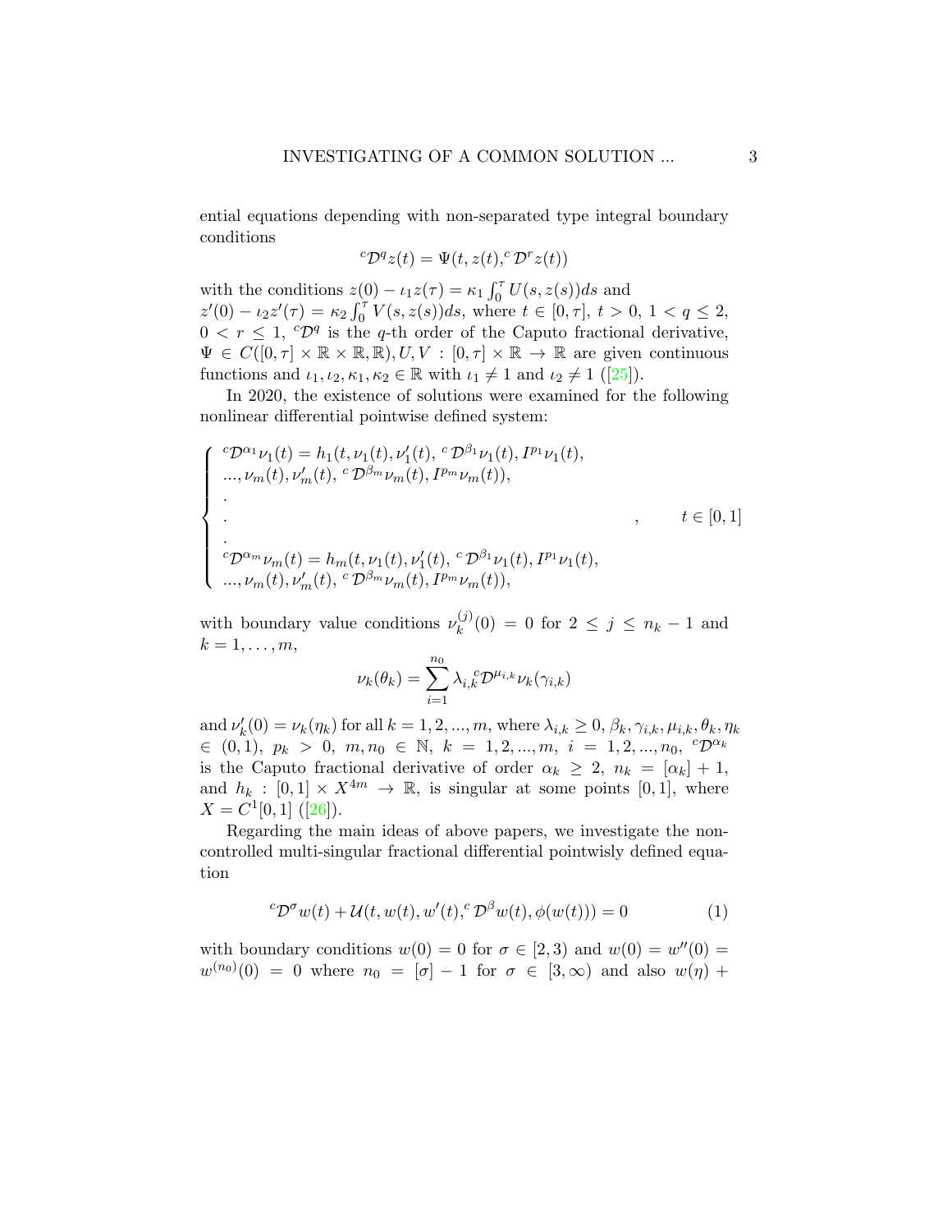ential equations depending with non-separated type integral boundary conditions

$$ {}^c\mathcal{D}^q z(t) = \Psi(t, z(t), {}^c\mathcal{D}^r z(t)) $$

with the conditions $z(0) - \iota_1 z(\tau) = \kappa_1 \int_0^\tau U(s, z(s))ds$ and $z'(0) - \iota_2 z'(\tau) = \kappa_2 \int_0^\tau V(s, z(s))ds$, where $t \in [0, \tau]$, $t > 0$, $1 < q \leq 2$, $0 < r \leq 1$, ${}^c\mathcal{D}^q$ is the $q$-th order of the Caputo fractional derivative, $\Psi \in C([0,\tau] \times \mathbb{R} \times \mathbb{R}, \mathbb{R}), U, V : [0,\tau] \times \mathbb{R} \to \mathbb{R}$ are given continuous functions and $\iota_1, \iota_2, \kappa_1, \kappa_2 \in \mathbb{R}$ with $\iota_1 \neq 1$ and $\iota_2 \neq 1$ ([25]).

In 2020, the existence of solutions were examined for the following nonlinear differential pointwise defined system:

$$ \begin{cases} {}^c\mathcal{D}^{\alpha_1}\nu_1(t) = h_1(t, \nu_1(t), \nu_1'(t), {}^c\mathcal{D}^{\beta_1}\nu_1(t), I^{p_1}\nu_1(t), \\ \quad ..., \nu_m(t), \nu_m'(t), {}^c\mathcal{D}^{\beta_m}\nu_m(t), I^{p_m}\nu_m(t)), \\ . \\ . \\ . \\ {}^c\mathcal{D}^{\alpha_m}\nu_m(t) = h_m(t, \nu_1(t), \nu_1'(t), {}^c\mathcal{D}^{\beta_1}\nu_1(t), I^{p_1}\nu_1(t), \\ \quad ..., \nu_m(t), \nu_m'(t), {}^c\mathcal{D}^{\beta_m}\nu_m(t), I^{p_m}\nu_m(t)), \end{cases} , \qquad t \in [0,1] $$

with boundary value conditions $\nu_k^{(j)}(0) = 0$ for $2 \leq j \leq n_k - 1$ and $k = 1, \ldots, m$,

$$ \nu_k(\theta_k) = \sum_{i=1}^{n_0} \lambda_{i,k} {}^c\mathcal{D}^{\mu_{i,k}} \nu_k(\gamma_{i,k}) $$

and $\nu_k'(0) = \nu_k(\eta_k)$ for all $k = 1, 2, ..., m$, where $\lambda_{i,k} \geq 0$, $\beta_k, \gamma_{i,k}, \mu_{i,k}, \theta_k, \eta_k \in (0,1)$, $p_k > 0$, $m, n_0 \in \mathbb{N}$, $k = 1, 2, ..., m$, $i = 1, 2, ..., n_0$, ${}^c\mathcal{D}^{\alpha_k}$ is the Caputo fractional derivative of order $\alpha_k \geq 2$, $n_k = [\alpha_k] + 1$, and $h_k : [0,1] \times X^{4m} \to \mathbb{R}$, is singular at some points $[0,1]$, where $X = C^1[0,1]$ ([26]).

Regarding the main ideas of above papers, we investigate the non-controlled multi-singular fractional differential pointwisly defined equation

$$ {}^c\mathcal{D}^\sigma w(t) + \mathcal{U}(t, w(t), w'(t), {}^c\mathcal{D}^\beta w(t), \phi(w(t))) = 0 \tag{1} $$

with boundary conditions $w(0) = 0$ for $\sigma \in [2,3)$ and $w(0) = w''(0) = w^{(n_0)}(0) = 0$ where $n_0 = [\sigma] - 1$ for $\sigma \in [3, \infty)$ and also $w(\eta) +$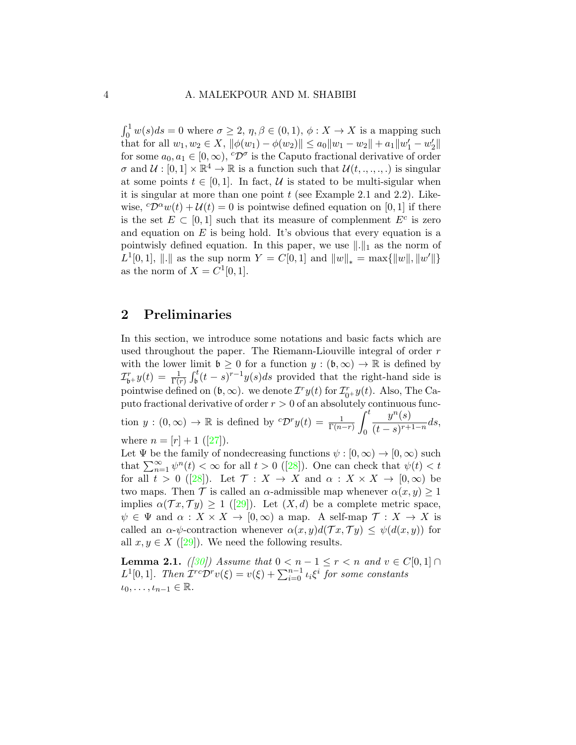$\int_0^1 w(s)ds = 0$ where $\sigma \geq 2$, $\eta, \beta \in (0,1)$, $\phi : X \to X$ is a mapping such that for all $w_1, w_2 \in X$, $\|\phi(w_1) - \phi(w_2)\| \leq a_0\|w_1 - w_2\| + a_1\|w_1' - w_2'\|$ for some $a_0, a_1 \in [0, \infty)$, ${}^c\mathcal{D}^\sigma$ is the Caputo fractional derivative of order $\sigma$ and $\mathcal{U} : [0,1] \times \mathbb{R}^4 \to \mathbb{R}$ is a function such that $\mathcal{U}(t, ., ., ., .)$ is singular at some points $t \in [0,1]$. In fact, $\mathcal{U}$ is stated to be multi-sigular when it is singular at more than one point $t$ (see Example 2.1 and 2.2). Likewise, ${}^c\mathcal{D}^\alpha w(t) + \mathcal{U}(t) = 0$ is pointwise defined equation on $[0,1]$ if there is the set $E \subset [0,1]$ such that its measure of complenment $E^c$ is zero and equation on $E$ is being hold. It's obvious that every equation is a pointwisly defined equation. In this paper, we use $\|.\|_1$ as the norm of $L^1[0,1]$, $\|.\|$ as the sup norm $Y = C[0,1]$ and $\|w\|_* = \max\{\|w\|, \|w'\|\}$ as the norm of $X = C^1[0,1]$.

## 2 Preliminaries

In this section, we introduce some notations and basic facts which are used throughout the paper. The Riemann-Liouville integral of order $r$ with the lower limit $\mathfrak{b} \geq 0$ for a function $y : (\mathfrak{b}, \infty) \to \mathbb{R}$ is defined by $\mathcal{I}^r_{\mathfrak{b}^+} y(t) = \frac{1}{\Gamma(r)} \int_{\mathfrak{b}}^t (t-s)^{r-1} y(s) ds$ provided that the right-hand side is pointwise defined on $(\mathfrak{b}, \infty)$. we denote $\mathcal{I}^r y(t)$ for $\mathcal{I}^r_{0^+} y(t)$. Also, The Caputo fractional derivative of order $r > 0$ of an absolutely continuous function $y : (0, \infty) \to \mathbb{R}$ is defined by ${}^c\mathcal{D}^r y(t) = \frac{1}{\Gamma(n-r)} \displaystyle\int_0^t \frac{y^n(s)}{(t-s)^{r+1-n}} ds$, where $n = [r] + 1$ ([27]).

Let $\Psi$ be the family of nondecreasing functions $\psi : [0, \infty) \to [0, \infty)$ such that $\sum_{n=1}^\infty \psi^n(t) < \infty$ for all $t > 0$ ([28]). One can check that $\psi(t) < t$ for all $t > 0$ ([28]). Let $\mathcal{T} : X \to X$ and $\alpha : X \times X \to [0, \infty)$ be two maps. Then $\mathcal{T}$ is called an $\alpha$-admissible map whenever $\alpha(x, y) \geq 1$ implies $\alpha(\mathcal{T}x, \mathcal{T}y) \geq 1$ ([29]). Let $(X, d)$ be a complete metric space, $\psi \in \Psi$ and $\alpha : X \times X \to [0, \infty)$ a map. A self-map $\mathcal{T} : X \to X$ is called an $\alpha$-$\psi$-contraction whenever $\alpha(x, y) d(\mathcal{T}x, \mathcal{T}y) \leq \psi(d(x, y))$ for all $x, y \in X$ ([29]). We need the following results.

**Lemma 2.1.** *([30]) Assume that $0 < n - 1 \leq r < n$ and $v \in C[0,1] \cap L^1[0,1]$. Then $\mathcal{I}^{r c}\mathcal{D}^r v(\xi) = v(\xi) + \sum_{i=0}^{n-1} \iota_i \xi^i$ for some constants $\iota_0, \ldots, \iota_{n-1} \in \mathbb{R}$.*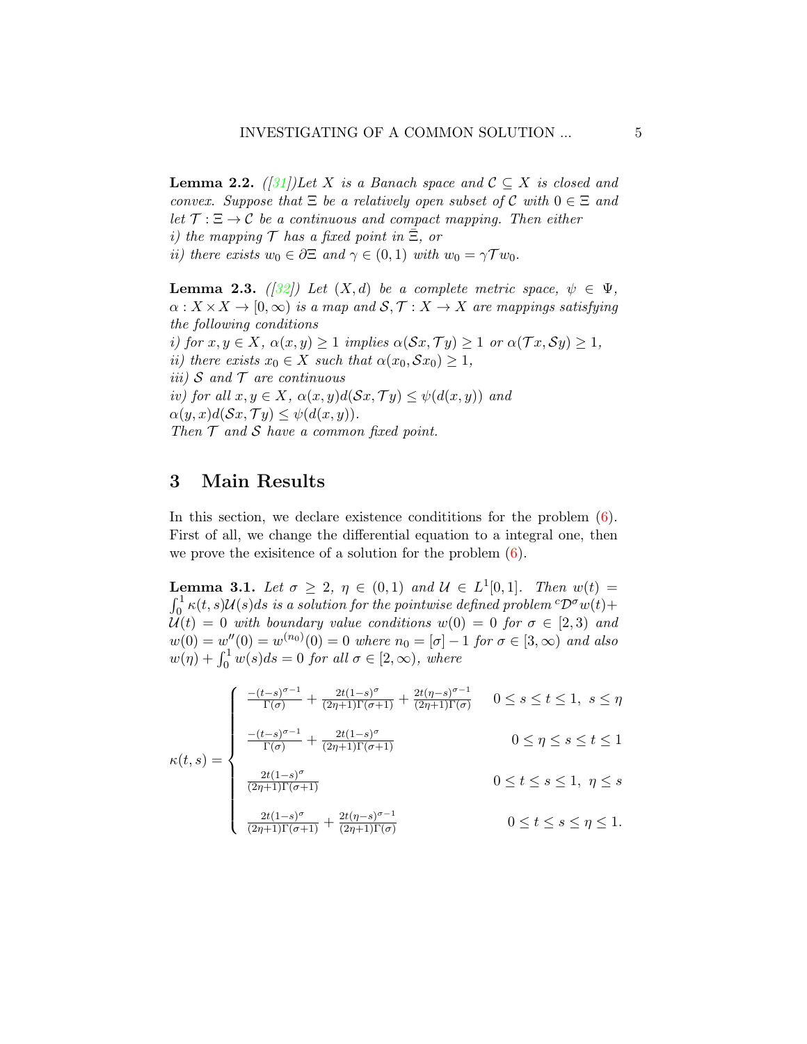**Lemma 2.2.** *([31])Let $X$ is a Banach space and $\mathcal{C} \subseteq X$ is closed and convex. Suppose that $\Xi$ be a relatively open subset of $\mathcal{C}$ with $0 \in \Xi$ and let $\mathcal{T} : \Xi \to \mathcal{C}$ be a continuous and compact mapping. Then either*
*i) the mapping $\mathcal{T}$ has a fixed point in $\bar{\Xi}$, or*
*ii) there exists $w_0 \in \partial\Xi$ and $\gamma \in (0, 1)$ with $w_0 = \gamma\mathcal{T}w_0$.*

**Lemma 2.3.** *([32]) Let $(X, d)$ be a complete metric space, $\psi \in \Psi$, $\alpha : X \times X \to [0, \infty)$ is a map and $\mathcal{S}, \mathcal{T} : X \to X$ are mappings satisfying the following conditions*
*i) for $x, y \in X$, $\alpha(x, y) \geq 1$ implies $\alpha(\mathcal{S}x, \mathcal{T}y) \geq 1$ or $\alpha(\mathcal{T}x, \mathcal{S}y) \geq 1$,*
*ii) there exists $x_0 \in X$ such that $\alpha(x_0, \mathcal{S}x_0) \geq 1$,*
*iii) $\mathcal{S}$ and $\mathcal{T}$ are continuous*
*iv) for all $x, y \in X$, $\alpha(x, y)d(\mathcal{S}x, \mathcal{T}y) \leq \psi(d(x, y))$ and $\alpha(y, x)d(\mathcal{S}x, \mathcal{T}y) \leq \psi(d(x, y))$.*
*Then $\mathcal{T}$ and $\mathcal{S}$ have a common fixed point.*

# 3 Main Results

In this section, we declare existence condititions for the problem (6). First of all, we change the differential equation to a integral one, then we prove the exisitence of a solution for the problem (6).

**Lemma 3.1.** *Let $\sigma \geq 2$, $\eta \in (0, 1)$ and $\mathcal{U} \in L^1[0, 1]$. Then $w(t) = \int_0^1 \kappa(t, s)\mathcal{U}(s)ds$ is a solution for the pointwise defined problem ${}^c\mathcal{D}^\sigma w(t) + \mathcal{U}(t) = 0$ with boundary value conditions $w(0) = 0$ for $\sigma \in [2, 3)$ and $w(0) = w''(0) = w^{(n_0)}(0) = 0$ where $n_0 = [\sigma] - 1$ for $\sigma \in [3, \infty)$ and also $w(\eta) + \int_0^1 w(s)ds = 0$ for all $\sigma \in [2, \infty)$, where*

$$
\kappa(t, s) = \begin{cases}
\frac{-(t-s)^{\sigma-1}}{\Gamma(\sigma)} + \frac{2t(1-s)^{\sigma}}{(2\eta+1)\Gamma(\sigma+1)} + \frac{2t(\eta-s)^{\sigma-1}}{(2\eta+1)\Gamma(\sigma)} & 0 \leq s \leq t \leq 1, \ s \leq \eta \\[2ex]
\frac{-(t-s)^{\sigma-1}}{\Gamma(\sigma)} + \frac{2t(1-s)^{\sigma}}{(2\eta+1)\Gamma(\sigma+1)} & 0 \leq \eta \leq s \leq t \leq 1 \\[2ex]
\frac{2t(1-s)^{\sigma}}{(2\eta+1)\Gamma(\sigma+1)} & 0 \leq t \leq s \leq 1, \ \eta \leq s \\[2ex]
\frac{2t(1-s)^{\sigma}}{(2\eta+1)\Gamma(\sigma+1)} + \frac{2t(\eta-s)^{\sigma-1}}{(2\eta+1)\Gamma(\sigma)} & 0 \leq t \leq s \leq \eta \leq 1.
\end{cases}
$$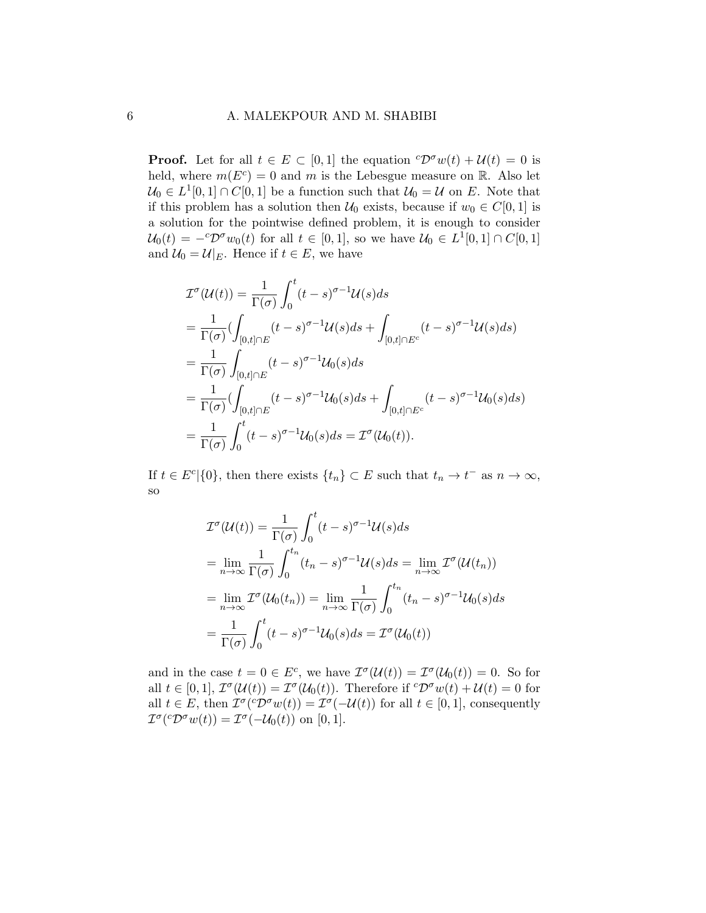**Proof.** Let for all $t \in E \subset [0,1]$ the equation ${}^c\mathcal{D}^\sigma w(t) + \mathcal{U}(t) = 0$ is held, where $m(E^c) = 0$ and $m$ is the Lebesgue measure on $\mathbb{R}$. Also let $\mathcal{U}_0 \in L^1[0,1] \cap C[0,1]$ be a function such that $\mathcal{U}_0 = \mathcal{U}$ on $E$. Note that if this problem has a solution then $\mathcal{U}_0$ exists, because if $w_0 \in C[0,1]$ is a solution for the pointwise defined problem, it is enough to consider $\mathcal{U}_0(t) = -{}^c\mathcal{D}^\sigma w_0(t)$ for all $t \in [0,1]$, so we have $\mathcal{U}_0 \in L^1[0,1] \cap C[0,1]$ and $\mathcal{U}_0 = \mathcal{U}|_E$. Hence if $t \in E$, we have

$$
\begin{aligned}
&\mathcal{I}^\sigma(\mathcal{U}(t)) = \frac{1}{\Gamma(\sigma)} \int_0^t (t-s)^{\sigma-1} \mathcal{U}(s) ds \\
&= \frac{1}{\Gamma(\sigma)} \Big( \int_{[0,t]\cap E} (t-s)^{\sigma-1} \mathcal{U}(s) ds + \int_{[0,t]\cap E^c} (t-s)^{\sigma-1} \mathcal{U}(s) ds \Big) \\
&= \frac{1}{\Gamma(\sigma)} \int_{[0,t]\cap E} (t-s)^{\sigma-1} \mathcal{U}_0(s) ds \\
&= \frac{1}{\Gamma(\sigma)} \Big( \int_{[0,t]\cap E} (t-s)^{\sigma-1} \mathcal{U}_0(s) ds + \int_{[0,t]\cap E^c} (t-s)^{\sigma-1} \mathcal{U}_0(s) ds \Big) \\
&= \frac{1}{\Gamma(\sigma)} \int_0^t (t-s)^{\sigma-1} \mathcal{U}_0(s) ds = \mathcal{I}^\sigma(\mathcal{U}_0(t)).
\end{aligned}
$$

If $t \in E^c|\{0\}$, then there exists $\{t_n\} \subset E$ such that $t_n \to t^-$ as $n \to \infty$, so

$$
\begin{aligned}
&\mathcal{I}^\sigma(\mathcal{U}(t)) = \frac{1}{\Gamma(\sigma)} \int_0^t (t-s)^{\sigma-1} \mathcal{U}(s) ds \\
&= \lim_{n\to\infty} \frac{1}{\Gamma(\sigma)} \int_0^{t_n} (t_n - s)^{\sigma-1} \mathcal{U}(s) ds = \lim_{n\to\infty} \mathcal{I}^\sigma(\mathcal{U}(t_n)) \\
&= \lim_{n\to\infty} \mathcal{I}^\sigma(\mathcal{U}_0(t_n)) = \lim_{n\to\infty} \frac{1}{\Gamma(\sigma)} \int_0^{t_n} (t_n - s)^{\sigma-1} \mathcal{U}_0(s) ds \\
&= \frac{1}{\Gamma(\sigma)} \int_0^t (t-s)^{\sigma-1} \mathcal{U}_0(s) ds = \mathcal{I}^\sigma(\mathcal{U}_0(t))
\end{aligned}
$$

and in the case $t = 0 \in E^c$, we have $\mathcal{I}^\sigma(\mathcal{U}(t)) = \mathcal{I}^\sigma(\mathcal{U}_0(t)) = 0$. So for all $t \in [0,1]$, $\mathcal{I}^\sigma(\mathcal{U}(t)) = \mathcal{I}^\sigma(\mathcal{U}_0(t))$. Therefore if ${}^c\mathcal{D}^\sigma w(t) + \mathcal{U}(t) = 0$ for all $t \in E$, then $\mathcal{I}^\sigma({}^c\mathcal{D}^\sigma w(t)) = \mathcal{I}^\sigma(-\mathcal{U}(t))$ for all $t \in [0,1]$, consequently $\mathcal{I}^\sigma({}^c\mathcal{D}^\sigma w(t)) = \mathcal{I}^\sigma(-\mathcal{U}_0(t))$ on $[0,1]$.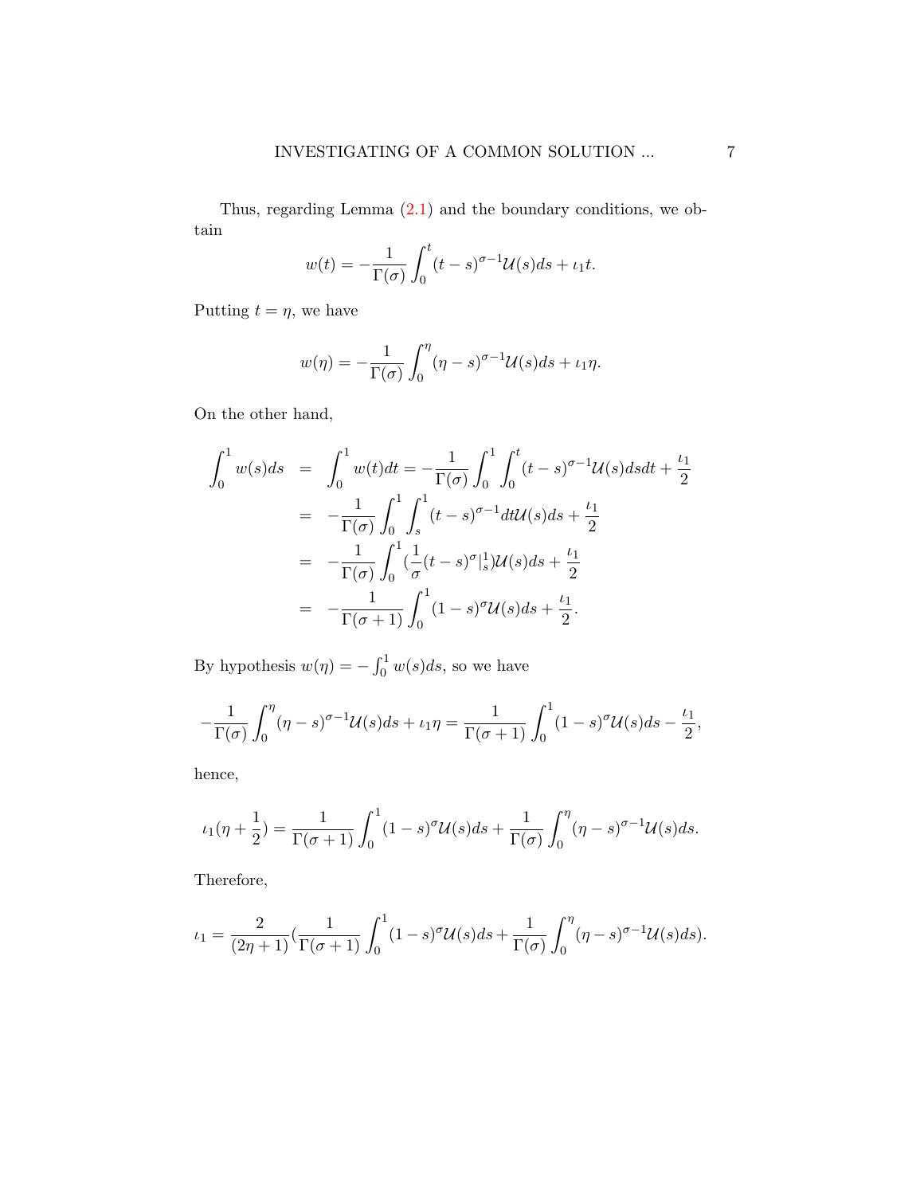Thus, regarding Lemma (2.1) and the boundary conditions, we obtain

$$w(t) = -\frac{1}{\Gamma(\sigma)}\int_0^t (t-s)^{\sigma-1}\mathcal{U}(s)ds + \iota_1 t.$$

Putting $t=\eta$, we have

$$w(\eta) = -\frac{1}{\Gamma(\sigma)}\int_0^\eta (\eta-s)^{\sigma-1}\mathcal{U}(s)ds + \iota_1 \eta.$$

On the other hand,

$$\begin{aligned}
\int_0^1 w(s)ds &= \int_0^1 w(t)dt = -\frac{1}{\Gamma(\sigma)}\int_0^1\int_0^t (t-s)^{\sigma-1}\mathcal{U}(s)dsdt + \frac{\iota_1}{2} \\
&= -\frac{1}{\Gamma(\sigma)}\int_0^1\int_s^1 (t-s)^{\sigma-1}dt\mathcal{U}(s)ds + \frac{\iota_1}{2} \\
&= -\frac{1}{\Gamma(\sigma)}\int_0^1 (\frac{1}{\sigma}(t-s)^{\sigma}|_s^1)\mathcal{U}(s)ds + \frac{\iota_1}{2} \\
&= -\frac{1}{\Gamma(\sigma+1)}\int_0^1 (1-s)^{\sigma}\mathcal{U}(s)ds + \frac{\iota_1}{2}.
\end{aligned}$$

By hypothesis $w(\eta) = -\int_0^1 w(s)ds$, so we have

$$-\frac{1}{\Gamma(\sigma)}\int_0^\eta (\eta-s)^{\sigma-1}\mathcal{U}(s)ds + \iota_1\eta = \frac{1}{\Gamma(\sigma+1)}\int_0^1 (1-s)^{\sigma}\mathcal{U}(s)ds - \frac{\iota_1}{2},$$

hence,

$$\iota_1(\eta + \frac{1}{2}) = \frac{1}{\Gamma(\sigma+1)}\int_0^1 (1-s)^{\sigma}\mathcal{U}(s)ds + \frac{1}{\Gamma(\sigma)}\int_0^\eta (\eta-s)^{\sigma-1}\mathcal{U}(s)ds.$$

Therefore,

$$\iota_1 = \frac{2}{(2\eta+1)}(\frac{1}{\Gamma(\sigma+1)}\int_0^1 (1-s)^{\sigma}\mathcal{U}(s)ds + \frac{1}{\Gamma(\sigma)}\int_0^\eta (\eta-s)^{\sigma-1}\mathcal{U}(s)ds).$$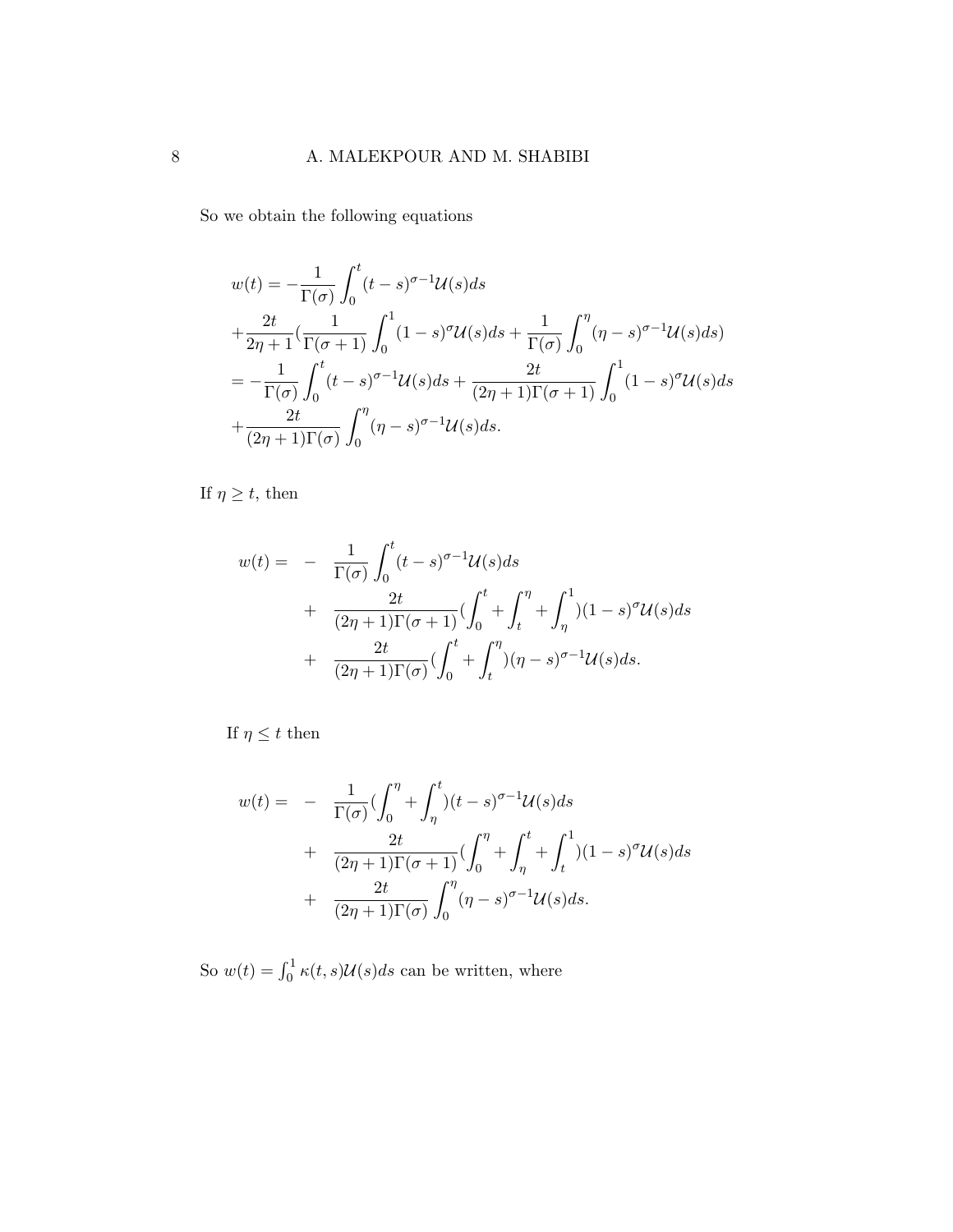So we obtain the following equations

$$
\begin{aligned}
w(t) &= -\frac{1}{\Gamma(\sigma)}\int_0^t (t-s)^{\sigma-1}\mathcal{U}(s)ds \\
&+\frac{2t}{2\eta+1}\Big(\frac{1}{\Gamma(\sigma+1)}\int_0^1 (1-s)^{\sigma}\mathcal{U}(s)ds+\frac{1}{\Gamma(\sigma)}\int_0^\eta (\eta-s)^{\sigma-1}\mathcal{U}(s)ds\Big) \\
&= -\frac{1}{\Gamma(\sigma)}\int_0^t (t-s)^{\sigma-1}\mathcal{U}(s)ds+\frac{2t}{(2\eta+1)\Gamma(\sigma+1)}\int_0^1 (1-s)^{\sigma}\mathcal{U}(s)ds \\
&+\frac{2t}{(2\eta+1)\Gamma(\sigma)}\int_0^\eta (\eta-s)^{\sigma-1}\mathcal{U}(s)ds.
\end{aligned}
$$

If $\eta \geq t$, then

$$
\begin{aligned}
w(t) = & - \frac{1}{\Gamma(\sigma)}\int_0^t (t-s)^{\sigma-1}\mathcal{U}(s)ds \\
& + \frac{2t}{(2\eta+1)\Gamma(\sigma+1)}\Big(\int_0^t+\int_t^\eta+\int_\eta^1\Big)(1-s)^{\sigma}\mathcal{U}(s)ds \\
& + \frac{2t}{(2\eta+1)\Gamma(\sigma)}\Big(\int_0^t+\int_t^\eta\Big)(\eta-s)^{\sigma-1}\mathcal{U}(s)ds.
\end{aligned}
$$

If $\eta \leq t$ then

$$
\begin{aligned}
w(t) = & - \frac{1}{\Gamma(\sigma)}\Big(\int_0^\eta+\int_\eta^t\Big)(t-s)^{\sigma-1}\mathcal{U}(s)ds \\
& + \frac{2t}{(2\eta+1)\Gamma(\sigma+1)}\Big(\int_0^\eta+\int_\eta^t+\int_t^1\Big)(1-s)^{\sigma}\mathcal{U}(s)ds \\
& + \frac{2t}{(2\eta+1)\Gamma(\sigma)}\int_0^\eta (\eta-s)^{\sigma-1}\mathcal{U}(s)ds.
\end{aligned}
$$

So $w(t) = \int_0^1 \kappa(t,s)\mathcal{U}(s)ds$ can be written, where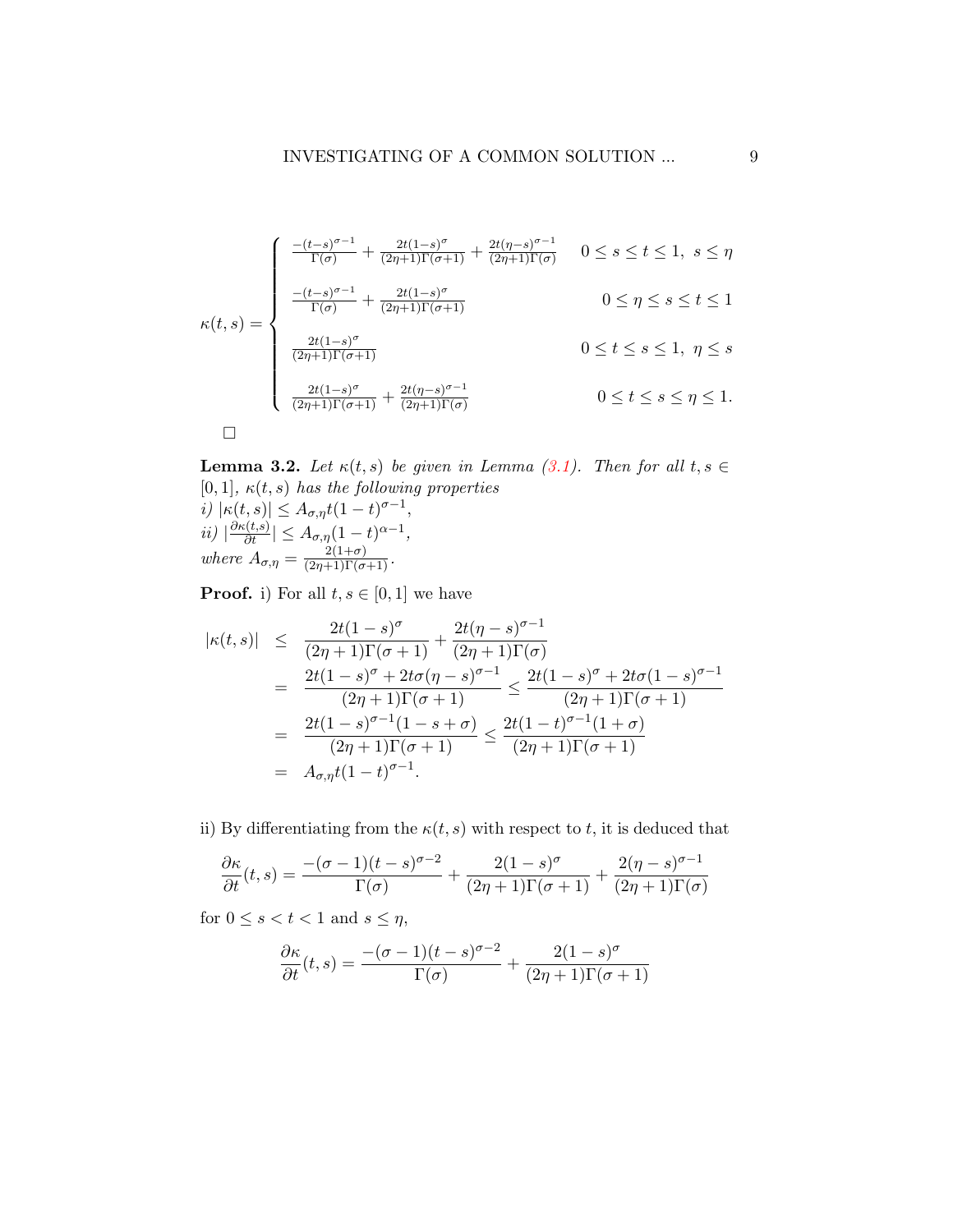$$
\kappa(t,s) = \begin{cases} \frac{-(t-s)^{\sigma-1}}{\Gamma(\sigma)} + \frac{2t(1-s)^{\sigma}}{(2\eta+1)\Gamma(\sigma+1)} + \frac{2t(\eta-s)^{\sigma-1}}{(2\eta+1)\Gamma(\sigma)} & 0 \le s \le t \le 1,\ s \le \eta \\ \frac{-(t-s)^{\sigma-1}}{\Gamma(\sigma)} + \frac{2t(1-s)^{\sigma}}{(2\eta+1)\Gamma(\sigma+1)} & 0 \le \eta \le s \le t \le 1 \\ \frac{2t(1-s)^{\sigma}}{(2\eta+1)\Gamma(\sigma+1)} & 0 \le t \le s \le 1,\ \eta \le s \\ \frac{2t(1-s)^{\sigma}}{(2\eta+1)\Gamma(\sigma+1)} + \frac{2t(\eta-s)^{\sigma-1}}{(2\eta+1)\Gamma(\sigma)} & 0 \le t \le s \le \eta \le 1. \end{cases}
$$

□

**Lemma 3.2.** *Let $\kappa(t,s)$ be given in Lemma (3.1). Then for all $t,s \in [0,1]$, $\kappa(t,s)$ has the following properties*
*i)* $|\kappa(t,s)| \le A_{\sigma,\eta} t(1-t)^{\sigma-1}$,
*ii)* $|\frac{\partial \kappa(t,s)}{\partial t}| \le A_{\sigma,\eta}(1-t)^{\alpha-1}$,
*where* $A_{\sigma,\eta} = \frac{2(1+\sigma)}{(2\eta+1)\Gamma(\sigma+1)}$.

**Proof.** i) For all $t,s \in [0,1]$ we have

$$
\begin{aligned}
|\kappa(t,s)| &\le \frac{2t(1-s)^{\sigma}}{(2\eta+1)\Gamma(\sigma+1)} + \frac{2t(\eta-s)^{\sigma-1}}{(2\eta+1)\Gamma(\sigma)} \\
&= \frac{2t(1-s)^{\sigma} + 2t\sigma(\eta-s)^{\sigma-1}}{(2\eta+1)\Gamma(\sigma+1)} \le \frac{2t(1-s)^{\sigma} + 2t\sigma(1-s)^{\sigma-1}}{(2\eta+1)\Gamma(\sigma+1)} \\
&= \frac{2t(1-s)^{\sigma-1}(1-s+\sigma)}{(2\eta+1)\Gamma(\sigma+1)} \le \frac{2t(1-t)^{\sigma-1}(1+\sigma)}{(2\eta+1)\Gamma(\sigma+1)} \\
&= A_{\sigma,\eta} t(1-t)^{\sigma-1}.
\end{aligned}
$$

ii) By differentiating from the $\kappa(t,s)$ with respect to $t$, it is deduced that

$$
\frac{\partial \kappa}{\partial t}(t,s) = \frac{-(\sigma-1)(t-s)^{\sigma-2}}{\Gamma(\sigma)} + \frac{2(1-s)^{\sigma}}{(2\eta+1)\Gamma(\sigma+1)} + \frac{2(\eta-s)^{\sigma-1}}{(2\eta+1)\Gamma(\sigma)}
$$

for $0 \le s < t < 1$ and $s \le \eta$,

$$
\frac{\partial \kappa}{\partial t}(t,s) = \frac{-(\sigma-1)(t-s)^{\sigma-2}}{\Gamma(\sigma)} + \frac{2(1-s)^{\sigma}}{(2\eta+1)\Gamma(\sigma+1)}
$$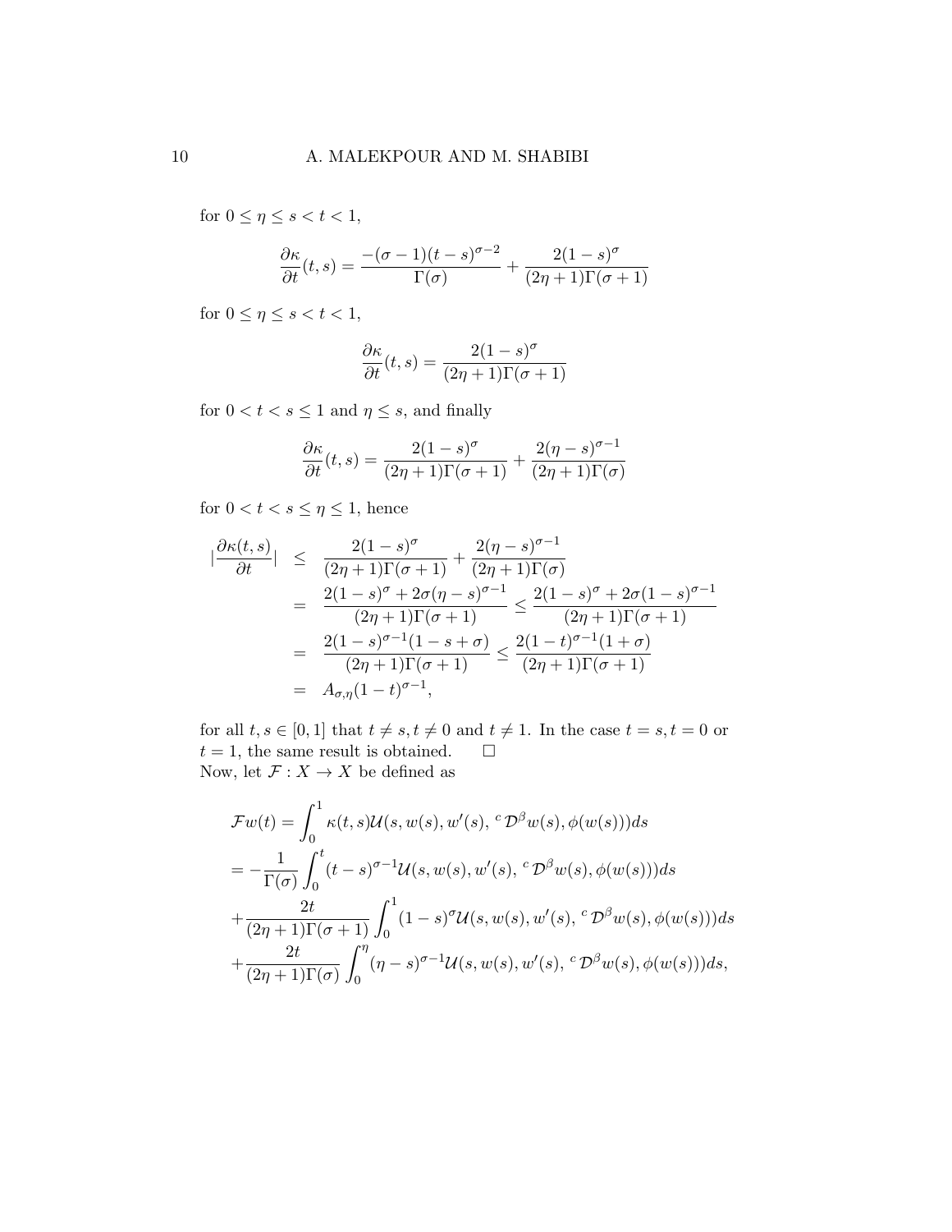for $0 \leq \eta \leq s < t < 1$,

$$\frac{\partial \kappa}{\partial t}(t,s) = \frac{-(\sigma-1)(t-s)^{\sigma-2}}{\Gamma(\sigma)} + \frac{2(1-s)^{\sigma}}{(2\eta+1)\Gamma(\sigma+1)}$$

for $0 \leq \eta \leq s < t < 1$,

$$\frac{\partial \kappa}{\partial t}(t,s) = \frac{2(1-s)^{\sigma}}{(2\eta+1)\Gamma(\sigma+1)}$$

for $0 < t < s \leq 1$ and $\eta \leq s$, and finally

$$\frac{\partial \kappa}{\partial t}(t,s) = \frac{2(1-s)^{\sigma}}{(2\eta+1)\Gamma(\sigma+1)} + \frac{2(\eta-s)^{\sigma-1}}{(2\eta+1)\Gamma(\sigma)}$$

for $0 < t < s \leq \eta \leq 1$, hence

$$\begin{aligned}
|\frac{\partial \kappa(t,s)}{\partial t}| &\leq \frac{2(1-s)^{\sigma}}{(2\eta+1)\Gamma(\sigma+1)} + \frac{2(\eta-s)^{\sigma-1}}{(2\eta+1)\Gamma(\sigma)} \\
&= \frac{2(1-s)^{\sigma} + 2\sigma(\eta-s)^{\sigma-1}}{(2\eta+1)\Gamma(\sigma+1)} \leq \frac{2(1-s)^{\sigma} + 2\sigma(1-s)^{\sigma-1}}{(2\eta+1)\Gamma(\sigma+1)} \\
&= \frac{2(1-s)^{\sigma-1}(1-s+\sigma)}{(2\eta+1)\Gamma(\sigma+1)} \leq \frac{2(1-t)^{\sigma-1}(1+\sigma)}{(2\eta+1)\Gamma(\sigma+1)} \\
&= A_{\sigma,\eta}(1-t)^{\sigma-1},
\end{aligned}$$

for all $t, s \in [0,1]$ that $t \neq s, t \neq 0$ and $t \neq 1$. In the case $t = s, t = 0$ or $t = 1$, the same result is obtained. $\square$

Now, let $\mathcal{F} : X \to X$ be defined as

$$\begin{aligned}
&\mathcal{F}w(t) = \int_0^1 \kappa(t,s)\mathcal{U}(s, w(s), w'(s), {}^c\mathcal{D}^{\beta}w(s), \phi(w(s)))ds \\
&= -\frac{1}{\Gamma(\sigma)}\int_0^t (t-s)^{\sigma-1}\mathcal{U}(s, w(s), w'(s), {}^c\mathcal{D}^{\beta}w(s), \phi(w(s)))ds \\
&+ \frac{2t}{(2\eta+1)\Gamma(\sigma+1)}\int_0^1 (1-s)^{\sigma}\mathcal{U}(s, w(s), w'(s), {}^c\mathcal{D}^{\beta}w(s), \phi(w(s)))ds \\
&+ \frac{2t}{(2\eta+1)\Gamma(\sigma)}\int_0^{\eta} (\eta-s)^{\sigma-1}\mathcal{U}(s, w(s), w'(s), {}^c\mathcal{D}^{\beta}w(s), \phi(w(s)))ds,
\end{aligned}$$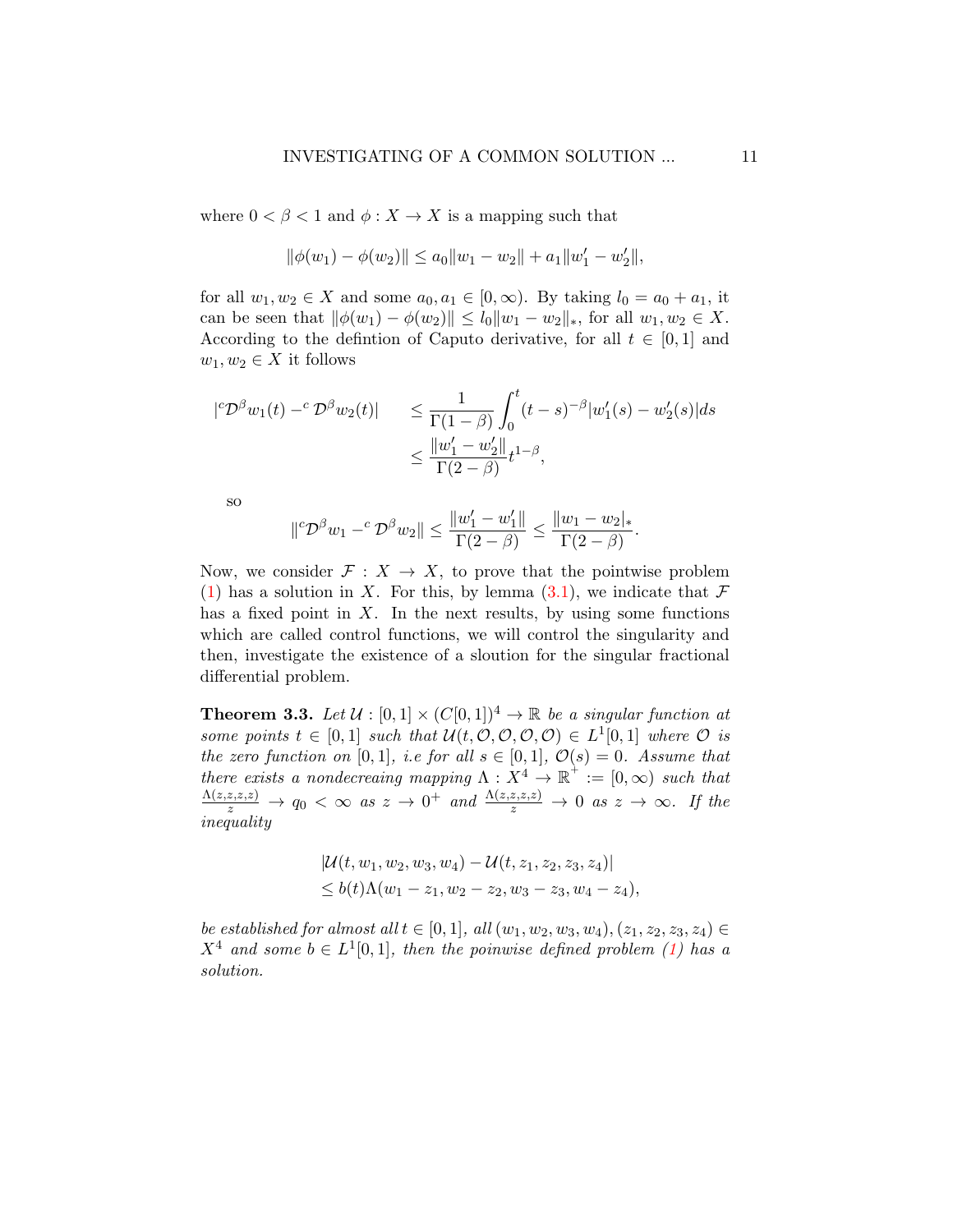where $0 < \beta < 1$ and $\phi : X \to X$ is a mapping such that

$$\|\phi(w_1) - \phi(w_2)\| \leq a_0\|w_1 - w_2\| + a_1\|w_1' - w_2'\|,$$

for all $w_1, w_2 \in X$ and some $a_0, a_1 \in [0, \infty)$. By taking $l_0 = a_0 + a_1$, it can be seen that $\|\phi(w_1) - \phi(w_2)\| \leq l_0\|w_1 - w_2\|_*$, for all $w_1, w_2 \in X$. According to the defintion of Caputo derivative, for all $t \in [0, 1]$ and $w_1, w_2 \in X$ it follows

$$\begin{aligned}
|{}^c\mathcal{D}^\beta w_1(t) - {}^c\mathcal{D}^\beta w_2(t)| \quad &\leq \frac{1}{\Gamma(1-\beta)}\int_0^t (t-s)^{-\beta}|w_1'(s) - w_2'(s)|ds \\
&\leq \frac{\|w_1' - w_2'\|}{\Gamma(2-\beta)}t^{1-\beta},
\end{aligned}$$

so

$$\|{}^c\mathcal{D}^\beta w_1 - {}^c\mathcal{D}^\beta w_2\| \leq \frac{\|w_1' - w_1'\|}{\Gamma(2-\beta)} \leq \frac{\|w_1 - w_2|_*}{\Gamma(2-\beta)}.$$

Now, we consider $\mathcal{F} : X \to X$, to prove that the pointwise problem (1) has a solution in $X$. For this, by lemma (3.1), we indicate that $\mathcal{F}$ has a fixed point in $X$. In the next results, by using some functions which are called control functions, we will control the singularity and then, investigate the existence of a sloution for the singular fractional differential problem.

**Theorem 3.3.** *Let $\mathcal{U} : [0, 1] \times (C[0, 1])^4 \to \mathbb{R}$ be a singular function at some points $t \in [0, 1]$ such that $\mathcal{U}(t, \mathcal{O}, \mathcal{O}, \mathcal{O}, \mathcal{O}) \in L^1[0, 1]$ where $\mathcal{O}$ is the zero function on $[0, 1]$, i.e for all $s \in [0, 1]$, $\mathcal{O}(s) = 0$. Assume that there exists a nondecreaing mapping $\Lambda : X^4 \to \mathbb{R}^+ := [0, \infty)$ such that $\frac{\Lambda(z,z,z,z)}{z} \to q_0 < \infty$ as $z \to 0^+$ and $\frac{\Lambda(z,z,z,z)}{z} \to 0$ as $z \to \infty$. If the inequality*

$$\begin{aligned}
&|\mathcal{U}(t, w_1, w_2, w_3, w_4) - \mathcal{U}(t, z_1, z_2, z_3, z_4)| \\
&\leq b(t)\Lambda(w_1 - z_1, w_2 - z_2, w_3 - z_3, w_4 - z_4),
\end{aligned}$$

*be established for almost all $t \in [0, 1]$, all $(w_1, w_2, w_3, w_4), (z_1, z_2, z_3, z_4) \in X^4$ and some $b \in L^1[0, 1]$, then the poinwise defined problem (1) has a solution.*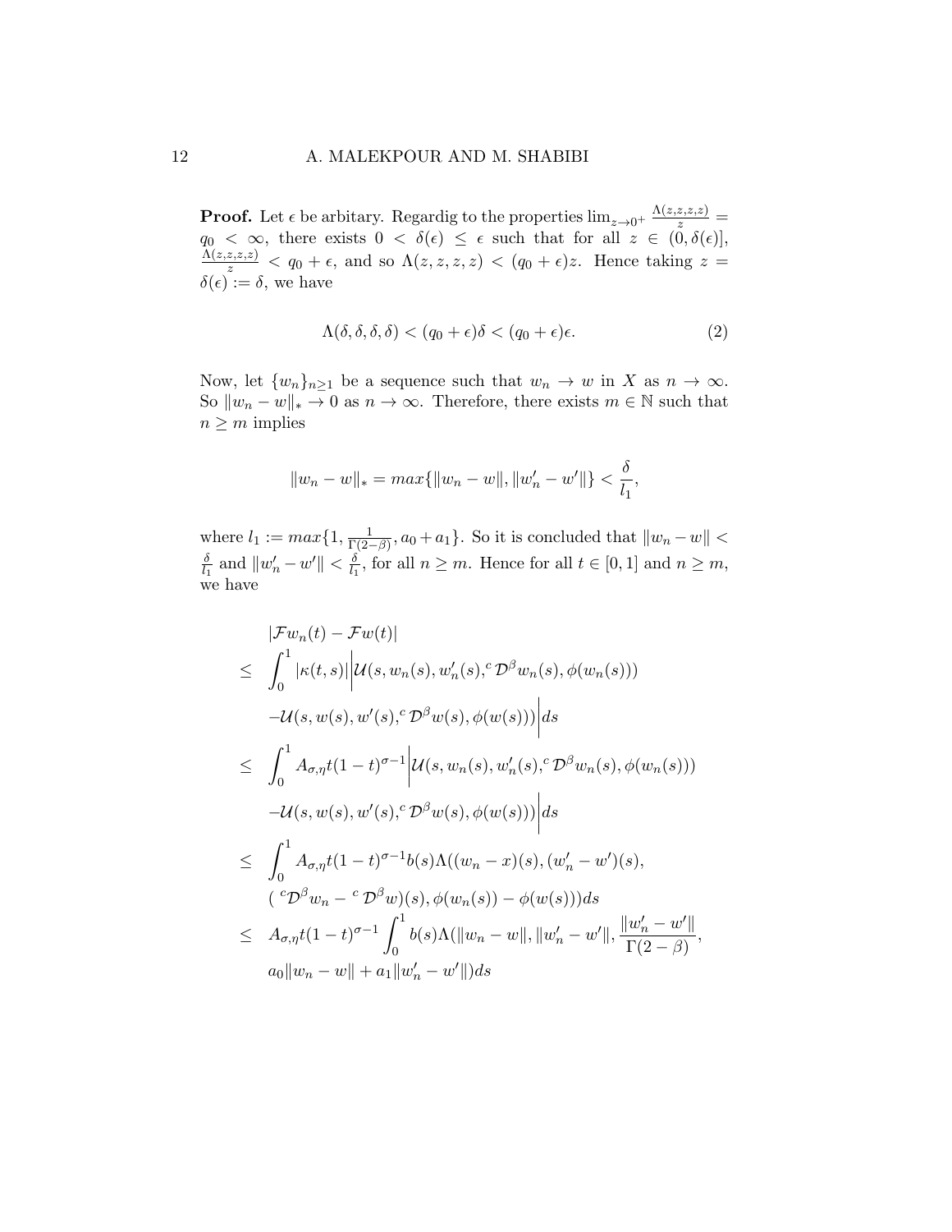**Proof.** Let $\epsilon$ be arbitary. Regardig to the properties $\lim_{z\to 0^+} \frac{\Lambda(z,z,z,z)}{z} = q_0 < \infty$, there exists $0 < \delta(\epsilon) \leq \epsilon$ such that for all $z \in (0, \delta(\epsilon)]$, $\frac{\Lambda(z,z,z,z)}{z} < q_0 + \epsilon$, and so $\Lambda(z, z, z, z) < (q_0 + \epsilon)z$. Hence taking $z = \delta(\epsilon) := \delta$, we have

$$\Lambda(\delta, \delta, \delta, \delta) < (q_0 + \epsilon)\delta < (q_0 + \epsilon)\epsilon. \tag{2}$$

Now, let $\{w_n\}_{n\geq 1}$ be a sequence such that $w_n \to w$ in $X$ as $n \to \infty$. So $\|w_n - w\|_* \to 0$ as $n \to \infty$. Therefore, there exists $m \in \mathbb{N}$ such that $n \geq m$ implies

$$\|w_n - w\|_* = max\{\|w_n - w\|, \|w_n' - w'\|\} < \frac{\delta}{l_1},$$

where $l_1 := max\{1, \frac{1}{\Gamma(2-\beta)}, a_0 + a_1\}$. So it is concluded that $\|w_n - w\| < \frac{\delta}{l_1}$ and $\|w_n' - w'\| < \frac{\delta}{l_1}$, for all $n \geq m$. Hence for all $t \in [0,1]$ and $n \geq m$, we have

$$\begin{aligned}
&|\mathcal{F}w_n(t) - \mathcal{F}w(t)| \\
\leq\ & \int_0^1 |\kappa(t,s)| \Big| \mathcal{U}(s, w_n(s), w_n'(s), {}^c\mathcal{D}^\beta w_n(s), \phi(w_n(s))) \\
& - \mathcal{U}(s, w(s), w'(s), {}^c\mathcal{D}^\beta w(s), \phi(w(s))) \Big| ds \\
\leq\ & \int_0^1 A_{\sigma,\eta} t(1-t)^{\sigma-1} \Big| \mathcal{U}(s, w_n(s), w_n'(s), {}^c\mathcal{D}^\beta w_n(s), \phi(w_n(s))) \\
& - \mathcal{U}(s, w(s), w'(s), {}^c\mathcal{D}^\beta w(s), \phi(w(s))) \Big| ds \\
\leq\ & \int_0^1 A_{\sigma,\eta} t(1-t)^{\sigma-1} b(s) \Lambda((w_n - x)(s), (w_n' - w')(s), \\
& ({}^c\mathcal{D}^\beta w_n - {}^c\mathcal{D}^\beta w)(s), \phi(w_n(s)) - \phi(w(s))) ds \\
\leq\ & A_{\sigma,\eta} t(1-t)^{\sigma-1} \int_0^1 b(s) \Lambda(\|w_n - w\|, \|w_n' - w'\|, \frac{\|w_n' - w'\|}{\Gamma(2-\beta)}, \\
& a_0\|w_n - w\| + a_1\|w_n' - w'\|) ds
\end{aligned}$$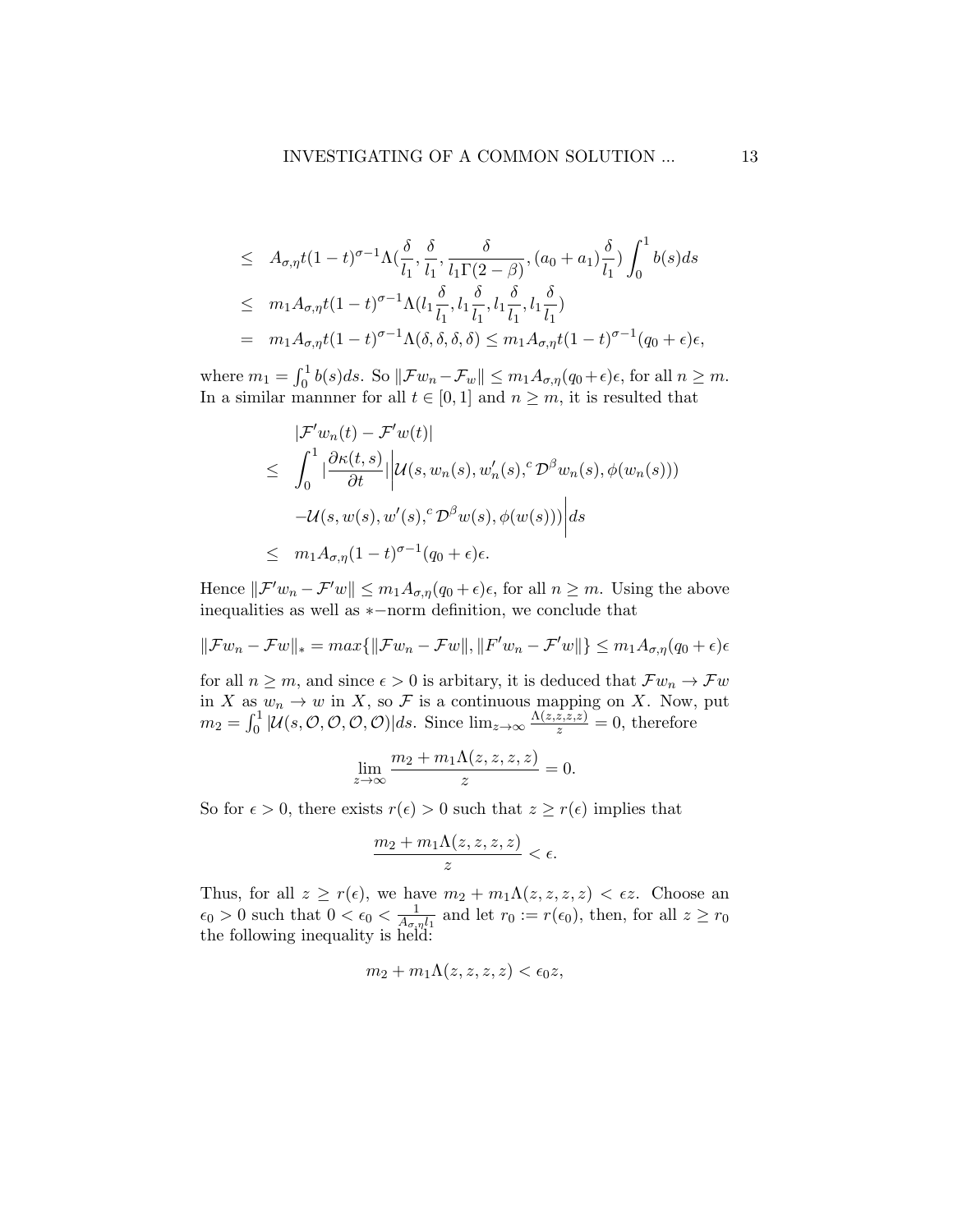$$
\begin{aligned}
&\leq \quad A_{\sigma,\eta} t(1-t)^{\sigma-1} \Lambda(\frac{\delta}{l_1}, \frac{\delta}{l_1}, \frac{\delta}{l_1 \Gamma(2-\beta)}, (a_0+a_1)\frac{\delta}{l_1}) \int_0^1 b(s) ds \\
&\leq \quad m_1 A_{\sigma,\eta} t(1-t)^{\sigma-1} \Lambda(l_1 \frac{\delta}{l_1}, l_1 \frac{\delta}{l_1}, l_1 \frac{\delta}{l_1}, l_1 \frac{\delta}{l_1}) \\
&= \quad m_1 A_{\sigma,\eta} t(1-t)^{\sigma-1} \Lambda(\delta, \delta, \delta, \delta) \leq m_1 A_{\sigma,\eta} t(1-t)^{\sigma-1} (q_0+\epsilon)\epsilon,
\end{aligned}
$$

where $m_1 = \int_0^1 b(s)ds$. So $\|\mathcal{F}w_n - \mathcal{F}_w\| \leq m_1 A_{\sigma,\eta}(q_0+\epsilon)\epsilon$, for all $n \geq m$. In a similar mannner for all $t \in [0,1]$ and $n \geq m$, it is resulted that

$$
\begin{aligned}
&|\mathcal{F}' w_n(t) - \mathcal{F}' w(t)| \\
&\leq \quad \int_0^1 |\frac{\partial \kappa(t,s)}{\partial t}| \Big| \mathcal{U}(s, w_n(s), w_n'(s), {}^c\mathcal{D}^\beta w_n(s), \phi(w_n(s))) \\
&\quad -\mathcal{U}(s, w(s), w'(s), {}^c\mathcal{D}^\beta w(s), \phi(w(s))) \Big| ds \\
&\leq \quad m_1 A_{\sigma,\eta}(1-t)^{\sigma-1}(q_0+\epsilon)\epsilon.
\end{aligned}
$$

Hence $\|\mathcal{F}' w_n - \mathcal{F}' w\| \leq m_1 A_{\sigma,\eta}(q_0+\epsilon)\epsilon$, for all $n \geq m$. Using the above inequalities as well as $*-$norm definition, we conclude that

$$
\|\mathcal{F}w_n - \mathcal{F}w\|_* = max\{\|\mathcal{F}w_n - \mathcal{F}w\|, \|F' w_n - \mathcal{F}' w\|\} \leq m_1 A_{\sigma,\eta}(q_0+\epsilon)\epsilon
$$

for all $n \geq m$, and since $\epsilon > 0$ is arbitary, it is deduced that $\mathcal{F}w_n \to \mathcal{F}w$ in $X$ as $w_n \to w$ in $X$, so $\mathcal{F}$ is a continuous mapping on $X$. Now, put $m_2 = \int_0^1 |\mathcal{U}(s, \mathcal{O}, \mathcal{O}, \mathcal{O}, \mathcal{O})| ds$. Since $\lim_{z\to\infty} \frac{\Lambda(z,z,z,z)}{z} = 0$, therefore

$$
\lim_{z\to\infty} \frac{m_2 + m_1 \Lambda(z,z,z,z)}{z} = 0.
$$

So for $\epsilon > 0$, there exists $r(\epsilon) > 0$ such that $z \geq r(\epsilon)$ implies that

$$
\frac{m_2 + m_1 \Lambda(z,z,z,z)}{z} < \epsilon.
$$

Thus, for all $z \geq r(\epsilon)$, we have $m_2 + m_1 \Lambda(z,z,z,z) < \epsilon z$. Choose an $\epsilon_0 > 0$ such that $0 < \epsilon_0 < \frac{1}{A_{\sigma,\eta} l_1}$ and let $r_0 := r(\epsilon_0)$, then, for all $z \geq r_0$ the following inequality is held:

$$
m_2 + m_1 \Lambda(z,z,z,z) < \epsilon_0 z,
$$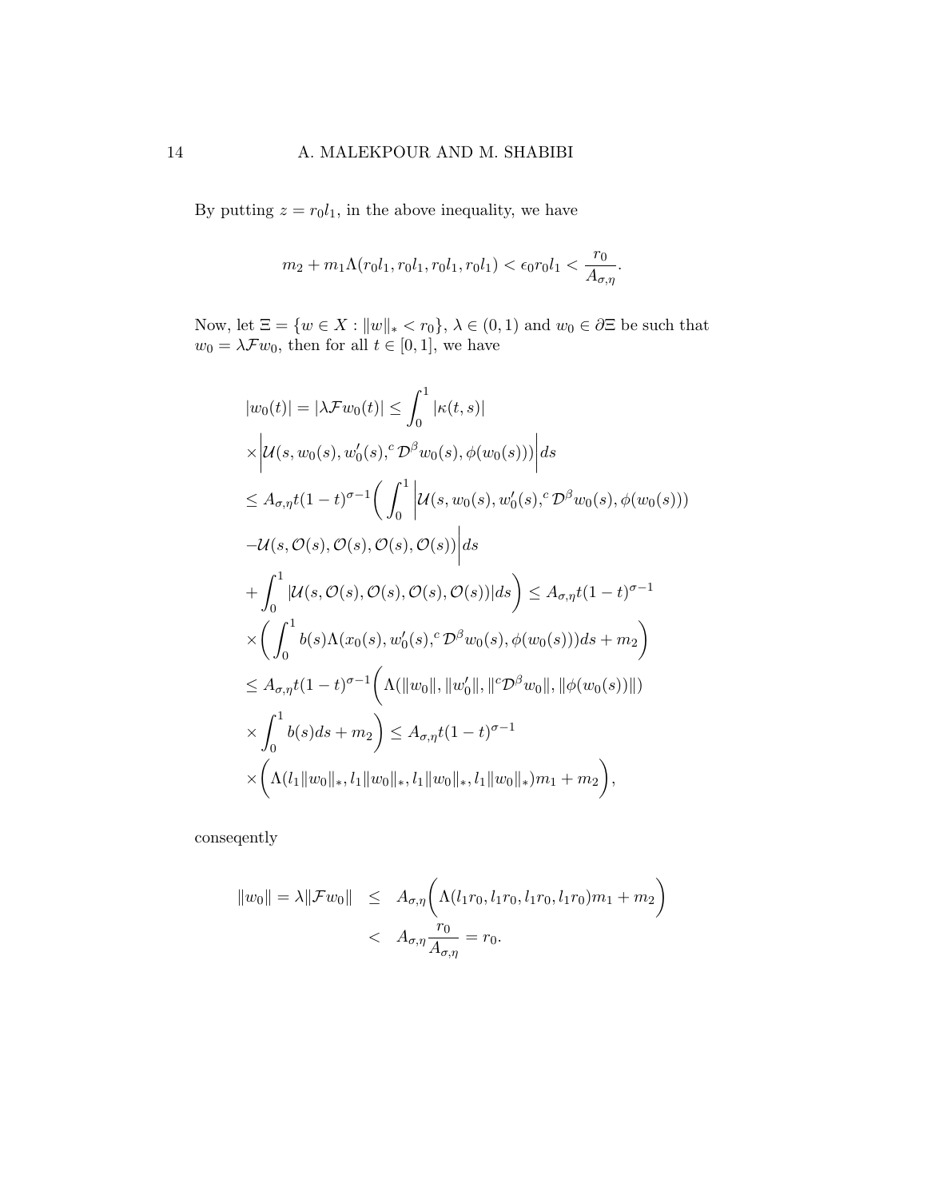By putting $z = r_0 l_1$, in the above inequality, we have

$$m_2 + m_1 \Lambda(r_0 l_1, r_0 l_1, r_0 l_1, r_0 l_1) < \epsilon_0 r_0 l_1 < \frac{r_0}{A_{\sigma,\eta}}.$$

Now, let $\Xi = \{w \in X : \|w\|_* < r_0\}$, $\lambda \in (0,1)$ and $w_0 \in \partial\Xi$ be such that $w_0 = \lambda \mathcal{F} w_0$, then for all $t \in [0,1]$, we have

$$\begin{aligned}
&|w_0(t)| = |\lambda \mathcal{F} w_0(t)| \leq \int_0^1 |\kappa(t,s)| \\
&\times \left| \mathcal{U}(s, w_0(s), w_0'(s), {}^c\mathcal{D}^\beta w_0(s), \phi(w_0(s))) \right| ds \\
&\leq A_{\sigma,\eta} t(1-t)^{\sigma-1} \bigg( \int_0^1 \left| \mathcal{U}(s, w_0(s), w_0'(s), {}^c\mathcal{D}^\beta w_0(s), \phi(w_0(s))) \right. \\
&\left. - \mathcal{U}(s, \mathcal{O}(s), \mathcal{O}(s), \mathcal{O}(s), \mathcal{O}(s)) \right| ds \\
&+ \int_0^1 |\mathcal{U}(s, \mathcal{O}(s), \mathcal{O}(s), \mathcal{O}(s), \mathcal{O}(s))| ds \bigg) \leq A_{\sigma,\eta} t(1-t)^{\sigma-1} \\
&\times \bigg( \int_0^1 b(s) \Lambda(x_0(s), w_0'(s), {}^c\mathcal{D}^\beta w_0(s), \phi(w_0(s))) ds + m_2 \bigg) \\
&\leq A_{\sigma,\eta} t(1-t)^{\sigma-1} \bigg( \Lambda(\|w_0\|, \|w_0'\|, \|{}^c\mathcal{D}^\beta w_0\|, \|\phi(w_0(s))\|) \\
&\times \int_0^1 b(s) ds + m_2 \bigg) \leq A_{\sigma,\eta} t(1-t)^{\sigma-1} \\
&\times \bigg( \Lambda(l_1\|w_0\|_*, l_1\|w_0\|_*, l_1\|w_0\|_*, l_1\|w_0\|_*) m_1 + m_2 \bigg),
\end{aligned}$$

conseqently

$$\begin{aligned}
\|w_0\| = \lambda \|\mathcal{F} w_0\| &\leq A_{\sigma,\eta} \bigg( \Lambda(l_1 r_0, l_1 r_0, l_1 r_0, l_1 r_0) m_1 + m_2 \bigg) \\
&< A_{\sigma,\eta} \frac{r_0}{A_{\sigma,\eta}} = r_0.
\end{aligned}$$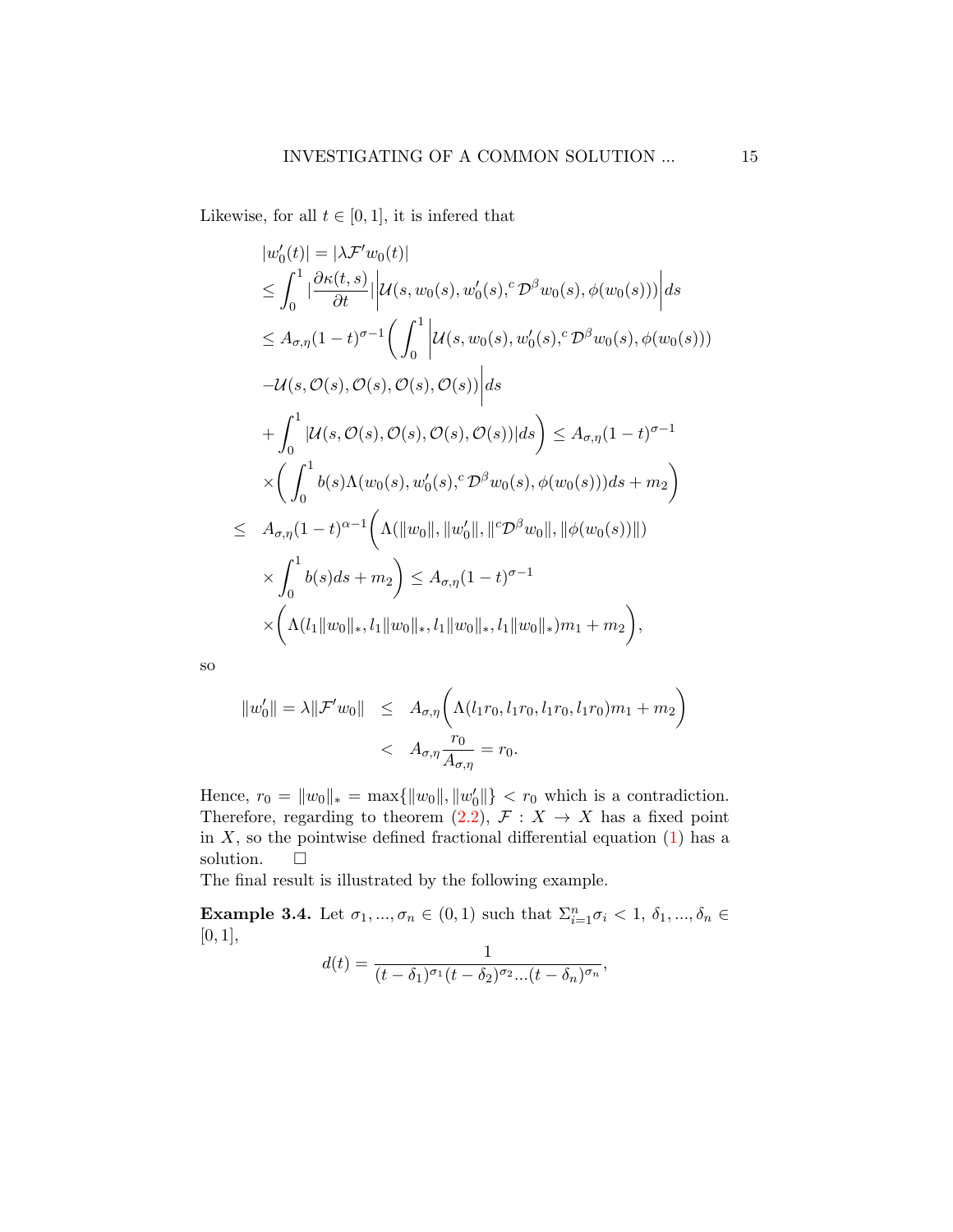Likewise, for all $t \in [0,1]$, it is infered that

$$
\begin{aligned}
&|w_0'(t)| = |\lambda \mathcal{F}' w_0(t)| \\
&\leq \int_0^1 |\frac{\partial \kappa(t,s)}{\partial t}| \Big| \mathcal{U}(s, w_0(s), w_0'(s), {}^c\mathcal{D}^\beta w_0(s), \phi(w_0(s))) \Big| ds \\
&\leq A_{\sigma,\eta}(1-t)^{\sigma-1} \bigg( \int_0^1 \Big| \mathcal{U}(s, w_0(s), w_0'(s), {}^c\mathcal{D}^\beta w_0(s), \phi(w_0(s))) \\
&-\mathcal{U}(s, \mathcal{O}(s), \mathcal{O}(s), \mathcal{O}(s), \mathcal{O}(s)) \Big| ds \\
&+ \int_0^1 |\mathcal{U}(s, \mathcal{O}(s), \mathcal{O}(s), \mathcal{O}(s), \mathcal{O}(s))| ds \bigg) \leq A_{\sigma,\eta}(1-t)^{\sigma-1} \\
&\times \bigg( \int_0^1 b(s) \Lambda(w_0(s), w_0'(s), {}^c\mathcal{D}^\beta w_0(s), \phi(w_0(s))) ds + m_2 \bigg) \\
\leq \quad & A_{\sigma,\eta}(1-t)^{\alpha-1} \bigg( \Lambda(\|w_0\|, \|w_0'\|, \|{}^c\mathcal{D}^\beta w_0\|, \|\phi(w_0(s))\|) \\
&\times \int_0^1 b(s) ds + m_2 \bigg) \leq A_{\sigma,\eta}(1-t)^{\sigma-1} \\
&\times \bigg( \Lambda(l_1\|w_0\|_*, l_1\|w_0\|_*, l_1\|w_0\|_*, l_1\|w_0\|_*) m_1 + m_2 \bigg),
\end{aligned}
$$

so

$$
\begin{aligned}
\|w_0'\| = \lambda \|\mathcal{F}' w_0\| \quad &\leq \quad A_{\sigma,\eta} \bigg( \Lambda(l_1 r_0, l_1 r_0, l_1 r_0, l_1 r_0) m_1 + m_2 \bigg) \\
&< \quad A_{\sigma,\eta} \frac{r_0}{A_{\sigma,\eta}} = r_0.
\end{aligned}
$$

Hence, $r_0 = \|w_0\|_* = \max\{\|w_0\|, \|w_0'\|\} < r_0$ which is a contradiction. Therefore, regarding to theorem (2.2), $\mathcal{F} : X \to X$ has a fixed point in $X$, so the pointwise defined fractional differential equation (1) has a solution. $\square$

The final result is illustrated by the following example.

**Example 3.4.** Let $\sigma_1, ..., \sigma_n \in (0,1)$ such that $\Sigma_{i=1}^n \sigma_i < 1$, $\delta_1, ..., \delta_n \in [0,1]$,

$$
d(t) = \frac{1}{(t-\delta_1)^{\sigma_1}(t-\delta_2)^{\sigma_2}...(t-\delta_n)^{\sigma_n}},
$$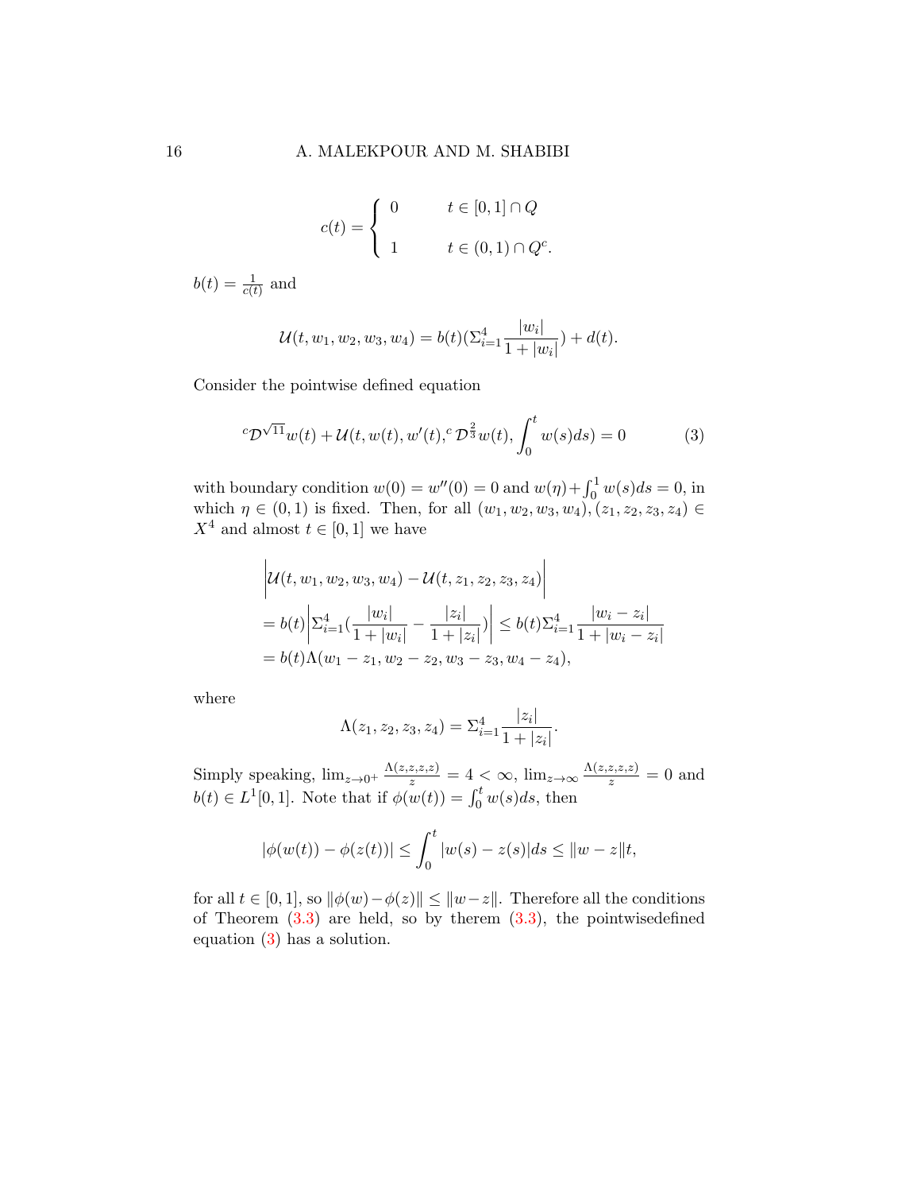$$c(t) = \begin{cases} 0 & t \in [0,1] \cap Q \\ \\ 1 & t \in (0,1) \cap Q^c. \end{cases}$$

$b(t) = \frac{1}{c(t)}$ and

$$\mathcal{U}(t, w_1, w_2, w_3, w_4) = b(t)(\Sigma_{i=1}^{4} \frac{|w_i|}{1+|w_i|}) + d(t).$$

Consider the pointwise defined equation

$$^{c}\mathcal{D}^{\sqrt{11}} w(t) + \mathcal{U}(t, w(t), w'(t), ^{c}\mathcal{D}^{\frac{2}{3}} w(t), \int_0^t w(s)ds) = 0 \tag{3}$$

with boundary condition $w(0) = w''(0) = 0$ and $w(\eta) + \int_0^1 w(s)ds = 0$, in which $\eta \in (0,1)$ is fixed. Then, for all $(w_1, w_2, w_3, w_4), (z_1, z_2, z_3, z_4) \in X^4$ and almost $t \in [0,1]$ we have

$$\begin{aligned}
&\bigg|\mathcal{U}(t, w_1, w_2, w_3, w_4) - \mathcal{U}(t, z_1, z_2, z_3, z_4)\bigg| \\
&= b(t)\bigg|\Sigma_{i=1}^{4}(\frac{|w_i|}{1+|w_i|} - \frac{|z_i|}{1+|z_i|})\bigg| \le b(t)\Sigma_{i=1}^{4} \frac{|w_i - z_i|}{1+|w_i - z_i|} \\
&= b(t)\Lambda(w_1 - z_1, w_2 - z_2, w_3 - z_3, w_4 - z_4),
\end{aligned}$$

where

$$\Lambda(z_1, z_2, z_3, z_4) = \Sigma_{i=1}^{4} \frac{|z_i|}{1+|z_i|}.$$

Simply speaking, $\lim_{z \to 0^+} \frac{\Lambda(z,z,z,z)}{z} = 4 < \infty$, $\lim_{z \to \infty} \frac{\Lambda(z,z,z,z)}{z} = 0$ and $b(t) \in L^1[0,1]$. Note that if $\phi(w(t)) = \int_0^t w(s)ds$, then

$$|\phi(w(t)) - \phi(z(t))| \le \int_0^t |w(s) - z(s)|ds \le \|w - z\| t,$$

for all $t \in [0,1]$, so $\|\phi(w) - \phi(z)\| \le \|w - z\|$. Therefore all the conditions of Theorem (3.3) are held, so by therem (3.3), the pointwisedefined equation (3) has a solution.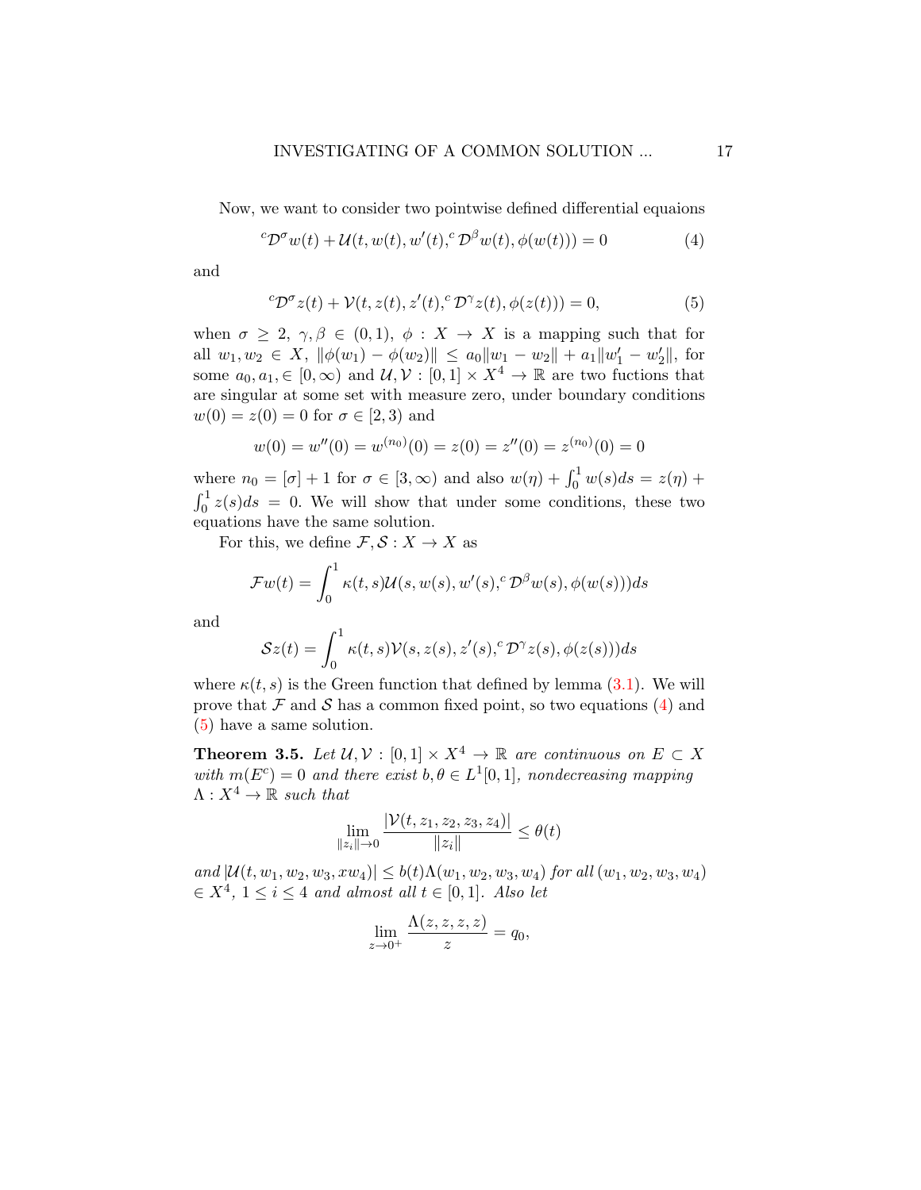Now, we want to consider two pointwise defined differential equaions

$$
{}^c\mathcal{D}^\sigma w(t) + \mathcal{U}(t, w(t), w'(t), {}^c\mathcal{D}^\beta w(t), \phi(w(t))) = 0 \tag{4}
$$

and

$$
{}^c\mathcal{D}^\sigma z(t) + \mathcal{V}(t, z(t), z'(t), {}^c\mathcal{D}^\gamma z(t), \phi(z(t))) = 0, \tag{5}
$$

when $\sigma \geq 2$, $\gamma, \beta \in (0,1)$, $\phi : X \to X$ is a mapping such that for all $w_1, w_2 \in X$, $\|\phi(w_1) - \phi(w_2)\| \leq a_0\|w_1 - w_2\| + a_1\|w_1' - w_2'\|$, for some $a_0, a_1, \in [0, \infty)$ and $\mathcal{U}, \mathcal{V} : [0,1] \times X^4 \to \mathbb{R}$ are two fuctions that are singular at some set with measure zero, under boundary conditions $w(0) = z(0) = 0$ for $\sigma \in [2,3)$ and

$$
w(0) = w''(0) = w^{(n_0)}(0) = z(0) = z''(0) = z^{(n_0)}(0) = 0
$$

where $n_0 = [\sigma] + 1$ for $\sigma \in [3, \infty)$ and also $w(\eta) + \int_0^1 w(s)ds = z(\eta) + \int_0^1 z(s)ds = 0$. We will show that under some conditions, these two equations have the same solution.

For this, we define $\mathcal{F}, \mathcal{S} : X \to X$ as

$$
\mathcal{F}w(t) = \int_0^1 \kappa(t,s)\mathcal{U}(s, w(s), w'(s), {}^c\mathcal{D}^\beta w(s), \phi(w(s)))ds
$$

and

$$
\mathcal{S}z(t) = \int_0^1 \kappa(t,s)\mathcal{V}(s, z(s), z'(s), {}^c\mathcal{D}^\gamma z(s), \phi(z(s)))ds
$$

where $\kappa(t,s)$ is the Green function that defined by lemma (3.1). We will prove that $\mathcal{F}$ and $\mathcal{S}$ has a common fixed point, so two equations (4) and (5) have a same solution.

**Theorem 3.5.** *Let $\mathcal{U}, \mathcal{V} : [0,1] \times X^4 \to \mathbb{R}$ are continuous on $E \subset X$ with $m(E^c) = 0$ and there exist $b, \theta \in L^1[0,1]$, nondecreasing mapping $\Lambda : X^4 \to \mathbb{R}$ such that*

$$
\lim_{\|z_i\| \to 0} \frac{|\mathcal{V}(t, z_1, z_2, z_3, z_4)|}{\|z_i\|} \leq \theta(t)
$$

*and $|\mathcal{U}(t, w_1, w_2, w_3, xw_4)| \leq b(t)\Lambda(w_1, w_2, w_3, w_4)$ for all $(w_1, w_2, w_3, w_4)$ $\in X^4$, $1 \leq i \leq 4$ and almost all $t \in [0,1]$. Also let*

$$
\lim_{z \to 0^+} \frac{\Lambda(z, z, z, z)}{z} = q_0,
$$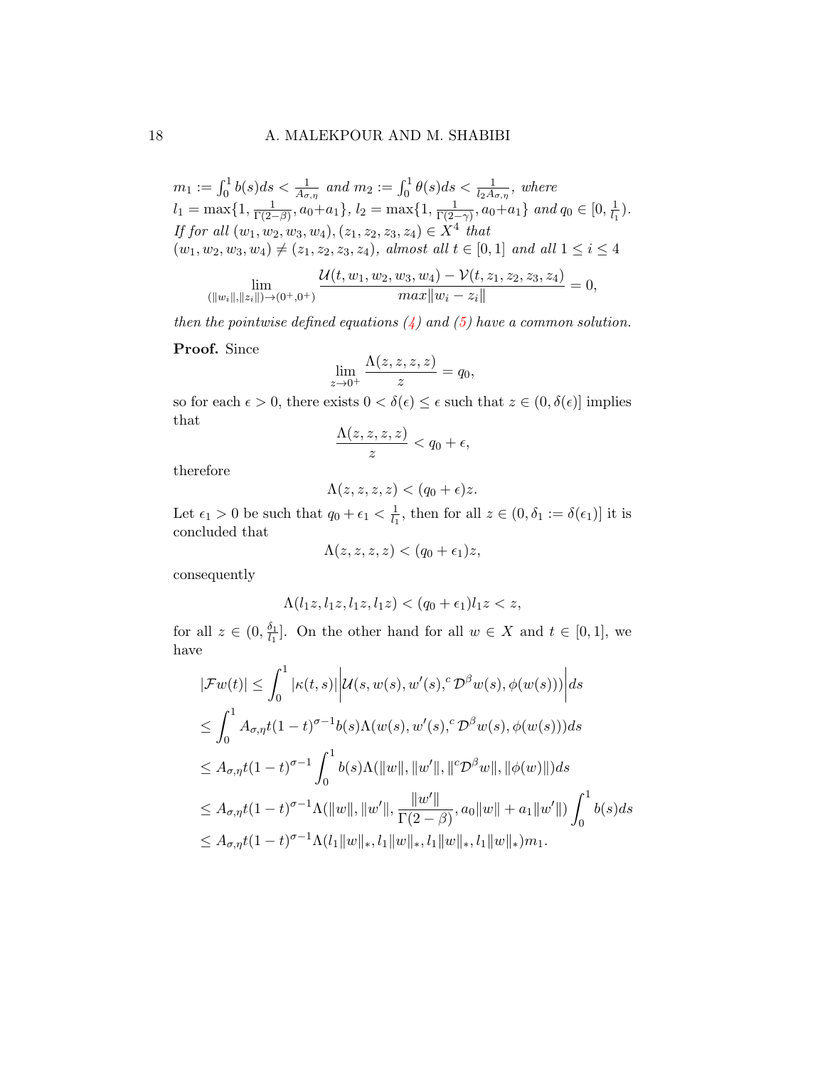*$m_1 := \int_0^1 b(s)ds < \frac{1}{A_{\sigma,\eta}}$ and $m_2 := \int_0^1 \theta(s)ds < \frac{1}{l_2 A_{\sigma,\eta}}$, where $l_1 = \max\{1, \frac{1}{\Gamma(2-\beta)}, a_0+a_1\}$, $l_2 = \max\{1, \frac{1}{\Gamma(2-\gamma)}, a_0+a_1\}$ and $q_0 \in [0, \frac{1}{l_1})$. If for all $(w_1, w_2, w_3, w_4), (z_1, z_2, z_3, z_4) \in X^4$ that $(w_1, w_2, w_3, w_4) \neq (z_1, z_2, z_3, z_4)$, almost all $t \in [0,1]$ and all $1 \leq i \leq 4$*

$$\lim_{(\|w_i\|,\|z_i\|)\to(0^+,0^+)} \frac{\mathcal{U}(t, w_1, w_2, w_3, w_4) - \mathcal{V}(t, z_1, z_2, z_3, z_4)}{max\|w_i - z_i\|} = 0,$$

*then the pointwise defined equations (4) and (5) have a common solution.*

**Proof.** Since

$$\lim_{z\to 0^+} \frac{\Lambda(z,z,z,z)}{z} = q_0,$$

so for each $\epsilon > 0$, there exists $0 < \delta(\epsilon) \leq \epsilon$ such that $z \in (0, \delta(\epsilon)]$ implies that

$$\frac{\Lambda(z,z,z,z)}{z} < q_0 + \epsilon,$$

therefore

$$\Lambda(z,z,z,z) < (q_0 + \epsilon)z.$$

Let $\epsilon_1 > 0$ be such that $q_0 + \epsilon_1 < \frac{1}{l_1}$, then for all $z \in (0, \delta_1 := \delta(\epsilon_1)]$ it is concluded that

$$\Lambda(z,z,z,z) < (q_0 + \epsilon_1)z,$$

consequently

$$\Lambda(l_1 z, l_1 z, l_1 z, l_1 z) < (q_0 + \epsilon_1) l_1 z < z,$$

for all $z \in (0, \frac{\delta_1}{l_1}]$. On the other hand for all $w \in X$ and $t \in [0,1]$, we have

$$\begin{aligned}
|\mathcal{F}w(t)| &\leq \int_0^1 |\kappa(t,s)| \left| \mathcal{U}(s, w(s), w'(s), {}^c\mathcal{D}^\beta w(s), \phi(w(s))) \right| ds \\
&\leq \int_0^1 A_{\sigma,\eta} t(1-t)^{\sigma-1} b(s) \Lambda(w(s), w'(s), {}^c\mathcal{D}^\beta w(s), \phi(w(s))) ds \\
&\leq A_{\sigma,\eta} t(1-t)^{\sigma-1} \int_0^1 b(s) \Lambda(\|w\|, \|w'\|, \|{}^c\mathcal{D}^\beta w\|, \|\phi(w)\|) ds \\
&\leq A_{\sigma,\eta} t(1-t)^{\sigma-1} \Lambda(\|w\|, \|w'\|, \frac{\|w'\|}{\Gamma(2-\beta)}, a_0\|w\| + a_1\|w'\|) \int_0^1 b(s) ds \\
&\leq A_{\sigma,\eta} t(1-t)^{\sigma-1} \Lambda(l_1\|w\|_*, l_1\|w\|_*, l_1\|w\|_*, l_1\|w\|_*) m_1.
\end{aligned}$$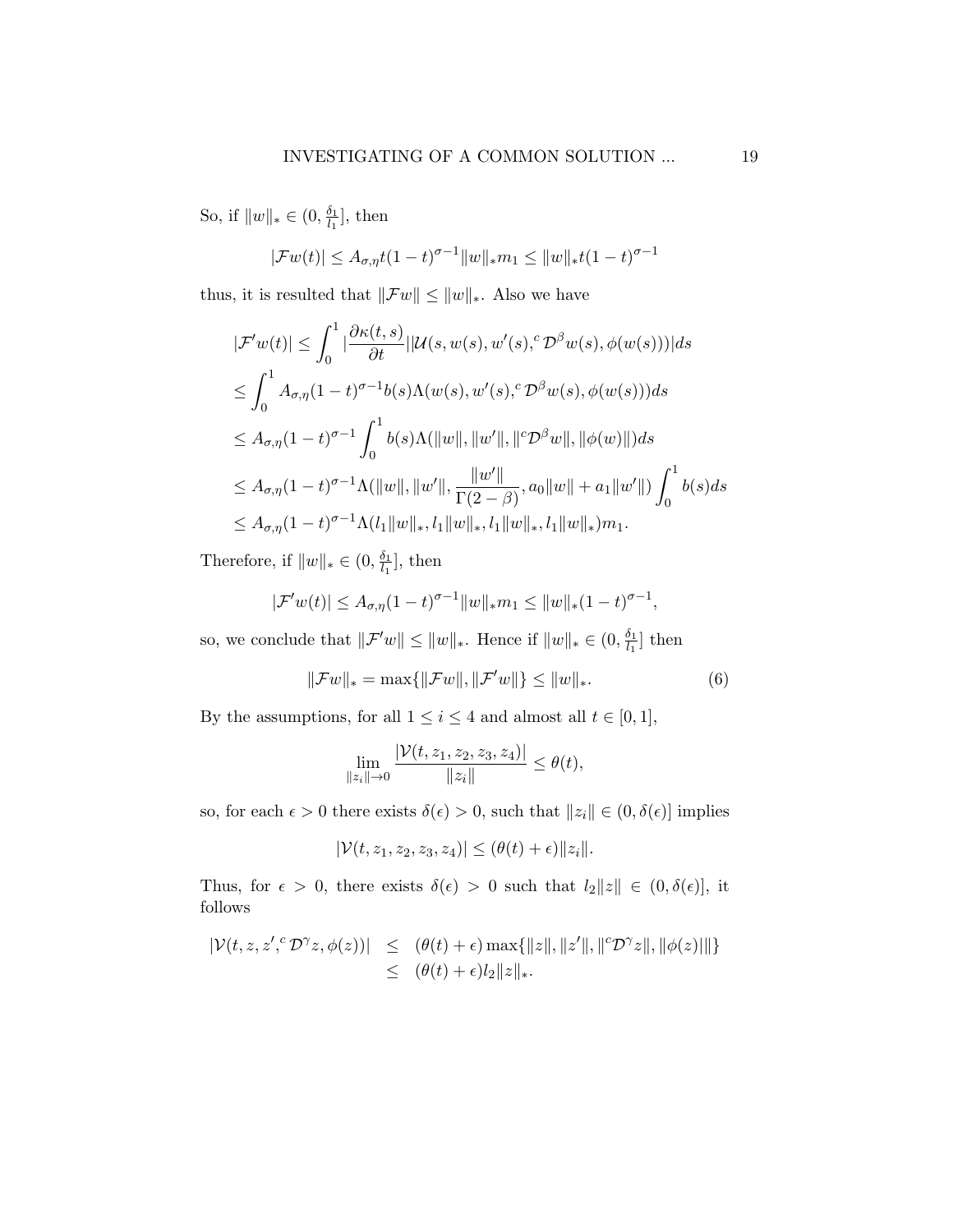So, if $\|w\|_* \in (0, \frac{\delta_1}{l_1}]$, then

$$|\mathcal{F}w(t)| \leq A_{\sigma,\eta} t(1-t)^{\sigma-1} \|w\|_* m_1 \leq \|w\|_* t(1-t)^{\sigma-1}$$

thus, it is resulted that $\|\mathcal{F}w\| \leq \|w\|_*$. Also we have

$$\begin{aligned}
|\mathcal{F}'w(t)| &\leq \int_0^1 |\frac{\partial \kappa(t,s)}{\partial t}||\mathcal{U}(s, w(s), w'(s), {}^c\mathcal{D}^\beta w(s), \phi(w(s)))| ds \\
&\leq \int_0^1 A_{\sigma,\eta}(1-t)^{\sigma-1} b(s) \Lambda(w(s), w'(s), {}^c\mathcal{D}^\beta w(s), \phi(w(s))) ds \\
&\leq A_{\sigma,\eta}(1-t)^{\sigma-1} \int_0^1 b(s) \Lambda(\|w\|, \|w'\|, \|{}^c\mathcal{D}^\beta w\|, \|\phi(w)\|) ds \\
&\leq A_{\sigma,\eta}(1-t)^{\sigma-1} \Lambda(\|w\|, \|w'\|, \frac{\|w'\|}{\Gamma(2-\beta)}, a_0\|w\| + a_1\|w'\|) \int_0^1 b(s) ds \\
&\leq A_{\sigma,\eta}(1-t)^{\sigma-1} \Lambda(l_1\|w\|_*, l_1\|w\|_*, l_1\|w\|_*, l_1\|w\|_*) m_1.
\end{aligned}$$

Therefore, if $\|w\|_* \in (0, \frac{\delta_1}{l_1}]$, then

$$|\mathcal{F}'w(t)| \leq A_{\sigma,\eta}(1-t)^{\sigma-1} \|w\|_* m_1 \leq \|w\|_* (1-t)^{\sigma-1},$$

so, we conclude that $\|\mathcal{F}'w\| \leq \|w\|_*$. Hence if $\|w\|_* \in (0, \frac{\delta_1}{l_1}]$ then

$$\|\mathcal{F}w\|_* = \max\{\|\mathcal{F}w\|, \|\mathcal{F}'w\|\} \leq \|w\|_*. \tag{6}$$

By the assumptions, for all $1 \leq i \leq 4$ and almost all $t \in [0, 1]$,

$$\lim_{\|z_i\| \to 0} \frac{|\mathcal{V}(t, z_1, z_2, z_3, z_4)|}{\|z_i\|} \leq \theta(t),$$

so, for each $\epsilon > 0$ there exists $\delta(\epsilon) > 0$, such that $\|z_i\| \in (0, \delta(\epsilon)]$ implies

$$|\mathcal{V}(t, z_1, z_2, z_3, z_4)| \leq (\theta(t) + \epsilon)\|z_i\|.$$

Thus, for $\epsilon > 0$, there exists $\delta(\epsilon) > 0$ such that $l_2\|z\| \in (0, \delta(\epsilon)]$, it follows

$$\begin{aligned}
|\mathcal{V}(t, z, z', {}^c\mathcal{D}^\gamma z, \phi(z))| &\leq (\theta(t) + \epsilon) \max\{\|z\|, \|z'\|, \|{}^c\mathcal{D}^\gamma z\|, \|\phi(z)\|\} \\
&\leq (\theta(t) + \epsilon) l_2 \|z\|_*.
\end{aligned}$$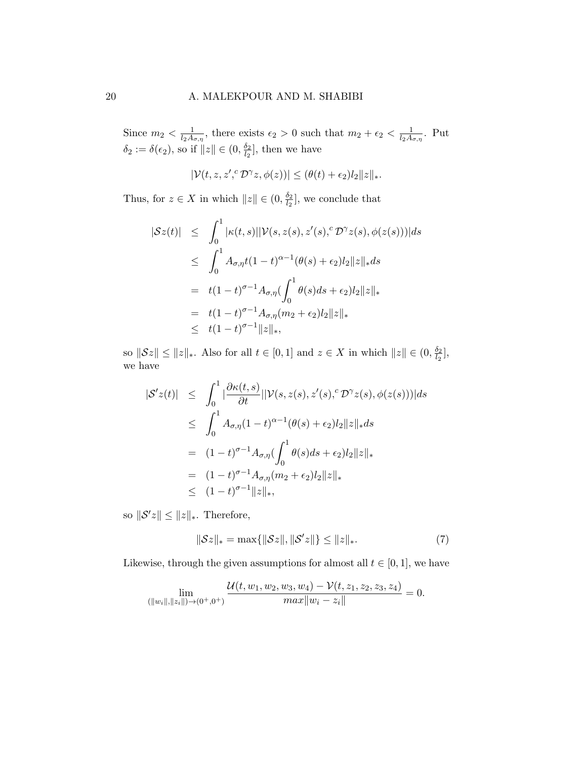Since $m_2 < \frac{1}{l_2 A_{\sigma,\eta}}$, there exists $\epsilon_2 > 0$ such that $m_2 + \epsilon_2 < \frac{1}{l_2 A_{\sigma,\eta}}$. Put $\delta_2 := \delta(\epsilon_2)$, so if $\|z\| \in (0, \frac{\delta_2}{l_2}]$, then we have

$$|\mathcal{V}(t, z, z', {}^c\mathcal{D}^\gamma z, \phi(z))| \leq (\theta(t) + \epsilon_2) l_2 \|z\|_*.$$

Thus, for $z \in X$ in which $\|z\| \in (0, \frac{\delta_2}{l_2}]$, we conclude that

$$\begin{aligned}
|\mathcal{S}z(t)| &\leq \int_0^1 |\kappa(t,s)||\mathcal{V}(s, z(s), z'(s), {}^c\mathcal{D}^\gamma z(s), \phi(z(s)))| ds \\
&\leq \int_0^1 A_{\sigma,\eta} t(1-t)^{\alpha-1}(\theta(s) + \epsilon_2) l_2 \|z\|_* ds \\
&= t(1-t)^{\sigma-1} A_{\sigma,\eta} (\int_0^1 \theta(s) ds + \epsilon_2) l_2 \|z\|_* \\
&= t(1-t)^{\sigma-1} A_{\sigma,\eta} (m_2 + \epsilon_2) l_2 \|z\|_* \\
&\leq t(1-t)^{\sigma-1} \|z\|_*,
\end{aligned}$$

so $\|\mathcal{S}z\| \leq \|z\|_*$. Also for all $t \in [0,1]$ and $z \in X$ in which $\|z\| \in (0, \frac{\delta_2}{l_2}]$, we have

$$\begin{aligned}
|\mathcal{S}'z(t)| &\leq \int_0^1 |\frac{\partial \kappa(t,s)}{\partial t}||\mathcal{V}(s, z(s), z'(s), {}^c\mathcal{D}^\gamma z(s), \phi(z(s)))| ds \\
&\leq \int_0^1 A_{\sigma,\eta} (1-t)^{\alpha-1}(\theta(s) + \epsilon_2) l_2 \|z\|_* ds \\
&= (1-t)^{\sigma-1} A_{\sigma,\eta} (\int_0^1 \theta(s) ds + \epsilon_2) l_2 \|z\|_* \\
&= (1-t)^{\sigma-1} A_{\sigma,\eta} (m_2 + \epsilon_2) l_2 \|z\|_* \\
&\leq (1-t)^{\sigma-1} \|z\|_*,
\end{aligned}$$

so $\|\mathcal{S}'z\| \leq \|z\|_*$. Therefore,

$$\|\mathcal{S}z\|_* = \max\{\|\mathcal{S}z\|, \|\mathcal{S}'z\|\} \leq \|z\|_*. \tag{7}$$

Likewise, through the given assumptions for almost all $t \in [0,1]$, we have

$$\lim_{(\|w_i\|, \|z_i\|) \to (0^+, 0^+)} \frac{\mathcal{U}(t, w_1, w_2, w_3, w_4) - \mathcal{V}(t, z_1, z_2, z_3, z_4)}{max \|w_i - z_i\|} = 0.$$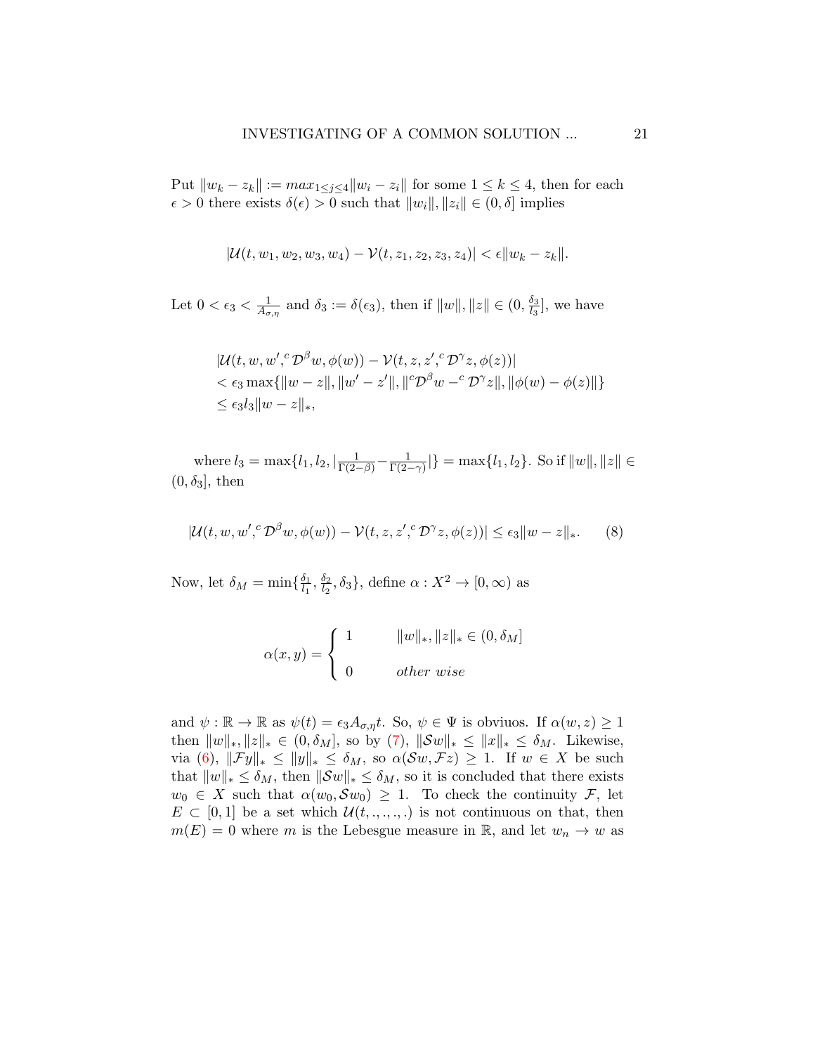Put $\|w_k - z_k\| := max_{1\leq j\leq 4}\|w_i - z_i\|$ for some $1 \leq k \leq 4$, then for each $\epsilon > 0$ there exists $\delta(\epsilon) > 0$ such that $\|w_i\|, \|z_i\| \in (0, \delta]$ implies

$$|\mathcal{U}(t, w_1, w_2, w_3, w_4) - \mathcal{V}(t, z_1, z_2, z_3, z_4)| < \epsilon\|w_k - z_k\|.$$

Let $0 < \epsilon_3 < \frac{1}{A_{\sigma,\eta}}$ and $\delta_3 := \delta(\epsilon_3)$, then if $\|w\|, \|z\| \in (0, \frac{\delta_3}{l_3}]$, we have

$$\begin{aligned}
&|\mathcal{U}(t, w, w', {}^c\mathcal{D}^\beta w, \phi(w)) - \mathcal{V}(t, z, z', {}^c\mathcal{D}^\gamma z, \phi(z))| \\
&< \epsilon_3 \max\{\|w - z\|, \|w' - z'\|, \|{}^c\mathcal{D}^\beta w - {}^c\mathcal{D}^\gamma z\|, \|\phi(w) - \phi(z)\|\} \\
&\leq \epsilon_3 l_3\|w - z\|_*,
\end{aligned}$$

where $l_3 = \max\{l_1, l_2, |\frac{1}{\Gamma(2-\beta)} - \frac{1}{\Gamma(2-\gamma)}|\} = \max\{l_1, l_2\}$. So if $\|w\|, \|z\| \in (0, \delta_3]$, then

$$|\mathcal{U}(t, w, w', {}^c\mathcal{D}^\beta w, \phi(w)) - \mathcal{V}(t, z, z', {}^c\mathcal{D}^\gamma z, \phi(z))| \leq \epsilon_3\|w - z\|_*. \quad (8)$$

Now, let $\delta_M = \min\{\frac{\delta_1}{l_1}, \frac{\delta_2}{l_2}, \delta_3\}$, define $\alpha : X^2 \to [0, \infty)$ as

$$\alpha(x, y) = \begin{cases} 1 & \|w\|_*, \|z\|_* \in (0, \delta_M] \\ 0 & other\ wise \end{cases}$$

and $\psi : \mathbb{R} \to \mathbb{R}$ as $\psi(t) = \epsilon_3 A_{\sigma,\eta} t$. So, $\psi \in \Psi$ is obviuos. If $\alpha(w, z) \geq 1$ then $\|w\|_*, \|z\|_* \in (0, \delta_M]$, so by (7), $\|\mathcal{S}w\|_* \leq \|x\|_* \leq \delta_M$. Likewise, via (6), $\|\mathcal{F}y\|_* \leq \|y\|_* \leq \delta_M$, so $\alpha(\mathcal{S}w, \mathcal{F}z) \geq 1$. If $w \in X$ be such that $\|w\|_* \leq \delta_M$, then $\|\mathcal{S}w\|_* \leq \delta_M$, so it is concluded that there exists $w_0 \in X$ such that $\alpha(w_0, \mathcal{S}w_0) \geq 1$. To check the continuity $\mathcal{F}$, let $E \subset [0, 1]$ be a set which $\mathcal{U}(t, ., ., ., .)$ is not continuous on that, then $m(E) = 0$ where $m$ is the Lebesgue measure in $\mathbb{R}$, and let $w_n \to w$ as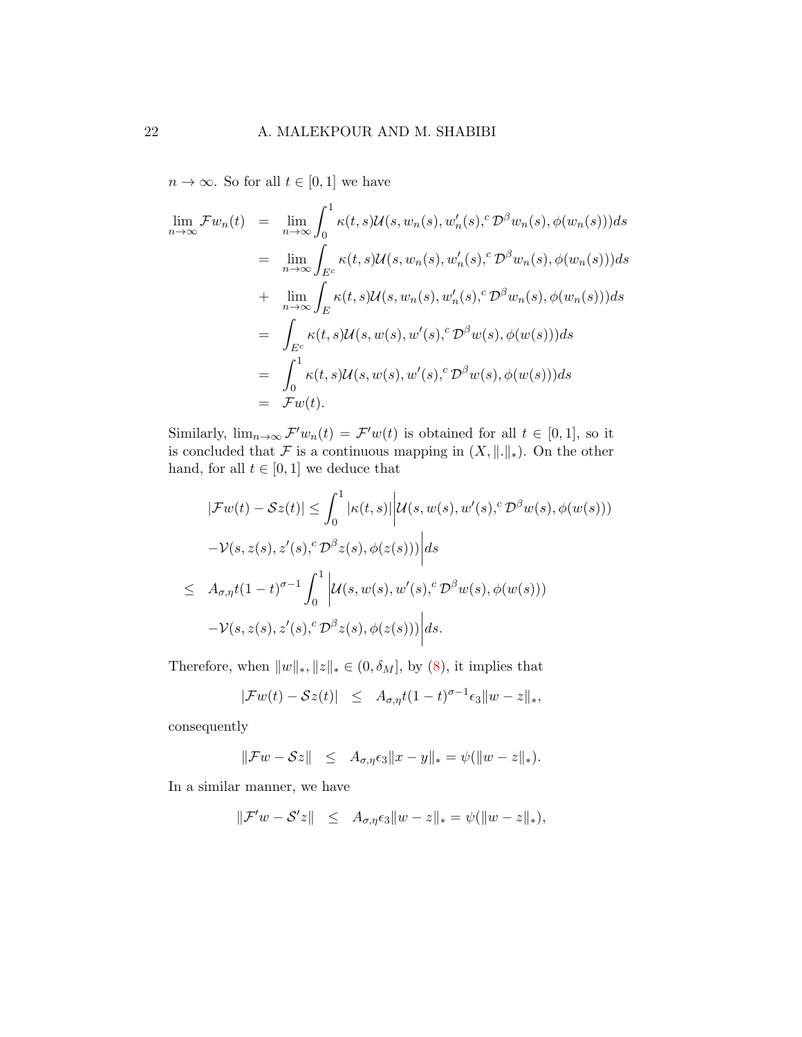$n \to \infty$. So for all $t \in [0,1]$ we have

$$
\begin{aligned}
\lim_{n\to\infty} \mathcal{F}w_n(t) &= \lim_{n\to\infty} \int_0^1 \kappa(t,s)\mathcal{U}(s, w_n(s), w_n'(s), {}^c\mathcal{D}^\beta w_n(s), \phi(w_n(s)))ds \\
&= \lim_{n\to\infty} \int_{E^c} \kappa(t,s)\mathcal{U}(s, w_n(s), w_n'(s), {}^c\mathcal{D}^\beta w_n(s), \phi(w_n(s)))ds \\
&+ \lim_{n\to\infty} \int_{E} \kappa(t,s)\mathcal{U}(s, w_n(s), w_n'(s), {}^c\mathcal{D}^\beta w_n(s), \phi(w_n(s)))ds \\
&= \int_{E^c} \kappa(t,s)\mathcal{U}(s, w(s), w'(s), {}^c\mathcal{D}^\beta w(s), \phi(w(s)))ds \\
&= \int_0^1 \kappa(t,s)\mathcal{U}(s, w(s), w'(s), {}^c\mathcal{D}^\beta w(s), \phi(w(s)))ds \\
&= \mathcal{F}w(t).
\end{aligned}
$$

Similarly, $\lim_{n\to\infty} \mathcal{F}'w_n(t) = \mathcal{F}'w(t)$ is obtained for all $t \in [0,1]$, so it is concluded that $\mathcal{F}$ is a continuous mapping in $(X, \|.\|_*)$. On the other hand, for all $t \in [0,1]$ we deduce that

$$
\begin{aligned}
|\mathcal{F}w(t) - \mathcal{S}z(t)| &\le \int_0^1 |\kappa(t,s)| \Big| \mathcal{U}(s, w(s), w'(s), {}^c\mathcal{D}^\beta w(s), \phi(w(s))) \\
&\quad - \mathcal{V}(s, z(s), z'(s), {}^c\mathcal{D}^\beta z(s), \phi(z(s))) \Big| ds \\
&\le A_{\sigma,\eta} t(1-t)^{\sigma-1} \int_0^1 \Big| \mathcal{U}(s, w(s), w'(s), {}^c\mathcal{D}^\beta w(s), \phi(w(s))) \\
&\quad - \mathcal{V}(s, z(s), z'(s), {}^c\mathcal{D}^\beta z(s), \phi(z(s))) \Big| ds.
\end{aligned}
$$

Therefore, when $\|w\|_*, \|z\|_* \in (0, \delta_M]$, by (8), it implies that

$$
|\mathcal{F}w(t) - \mathcal{S}z(t)| \le A_{\sigma,\eta} t(1-t)^{\sigma-1} \epsilon_3 \|w - z\|_*,
$$

consequently

$$
\|\mathcal{F}w - \mathcal{S}z\| \le A_{\sigma,\eta}\epsilon_3 \|x - y\|_* = \psi(\|w - z\|_*).
$$

In a similar manner, we have

$$
\|\mathcal{F}'w - \mathcal{S}'z\| \le A_{\sigma,\eta}\epsilon_3 \|w - z\|_* = \psi(\|w - z\|_*),
$$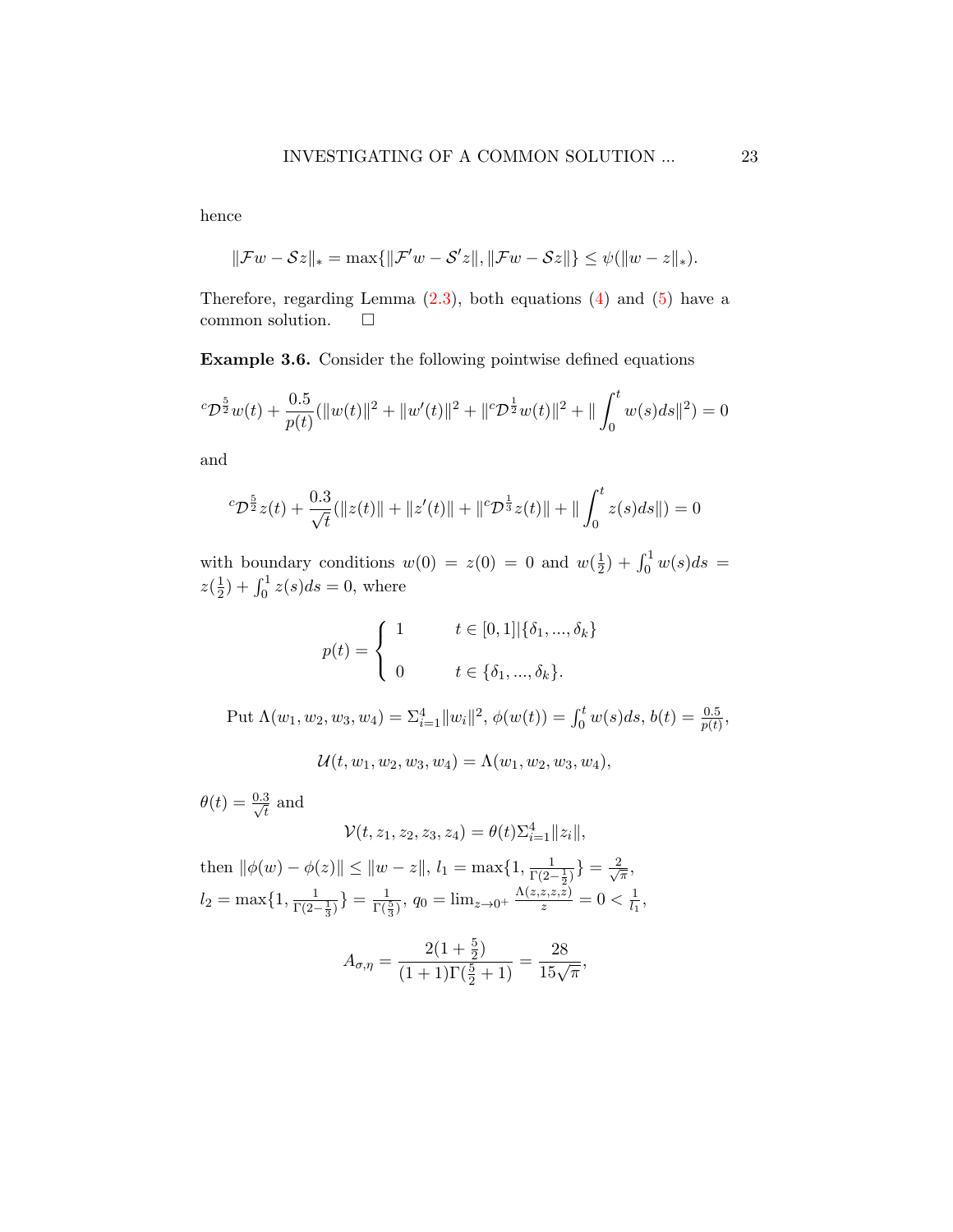hence

$$\|\mathcal{F}w - \mathcal{S}z\|_* = \max\{\|\mathcal{F}'w - \mathcal{S}'z\|, \|\mathcal{F}w - \mathcal{S}z\|\} \leq \psi(\|w - z\|_*).$$

Therefore, regarding Lemma (2.3), both equations (4) and (5) have a common solution. $\square$

**Example 3.6.** Consider the following pointwise defined equations

$${}^c\mathcal{D}^{\frac{5}{2}}w(t) + \frac{0.5}{p(t)}(\|w(t)\|^2 + \|w'(t)\|^2 + \|{}^c\mathcal{D}^{\frac{1}{2}}w(t)\|^2 + \|\int_0^t w(s)ds\|^2) = 0$$

and

$${}^c\mathcal{D}^{\frac{5}{2}}z(t) + \frac{0.3}{\sqrt{t}}(\|z(t)\| + \|z'(t)\| + \|{}^c\mathcal{D}^{\frac{1}{3}}z(t)\| + \|\int_0^t z(s)ds\|) = 0$$

with boundary conditions $w(0) = z(0) = 0$ and $w(\frac{1}{2}) + \int_0^1 w(s)ds = z(\frac{1}{2}) + \int_0^1 z(s)ds = 0$, where

$$p(t) = \begin{cases} 1 & t \in [0,1] | \{\delta_1, ..., \delta_k\} \\ \\ 0 & t \in \{\delta_1, ..., \delta_k\}. \end{cases}$$

Put $\Lambda(w_1, w_2, w_3, w_4) = \Sigma_{i=1}^4 \|w_i\|^2$, $\phi(w(t)) = \int_0^t w(s)ds$, $b(t) = \frac{0.5}{p(t)}$,

$$\mathcal{U}(t, w_1, w_2, w_3, w_4) = \Lambda(w_1, w_2, w_3, w_4),$$

$\theta(t) = \frac{0.3}{\sqrt{t}}$ and

$$\mathcal{V}(t, z_1, z_2, z_3, z_4) = \theta(t)\Sigma_{i=1}^4 \|z_i\|,$$

then $\|\phi(w) - \phi(z)\| \leq \|w - z\|$, $l_1 = \max\{1, \frac{1}{\Gamma(2-\frac{1}{2})}\} = \frac{2}{\sqrt{\pi}}$,
$l_2 = \max\{1, \frac{1}{\Gamma(2-\frac{1}{3})}\} = \frac{1}{\Gamma(\frac{5}{3})}$, $q_0 = \lim_{z \to 0^+} \frac{\Lambda(z,z,z,z)}{z} = 0 < \frac{1}{l_1}$,

$$A_{\sigma,\eta} = \frac{2(1+\frac{5}{2})}{(1+1)\Gamma(\frac{5}{2}+1)} = \frac{28}{15\sqrt{\pi}},$$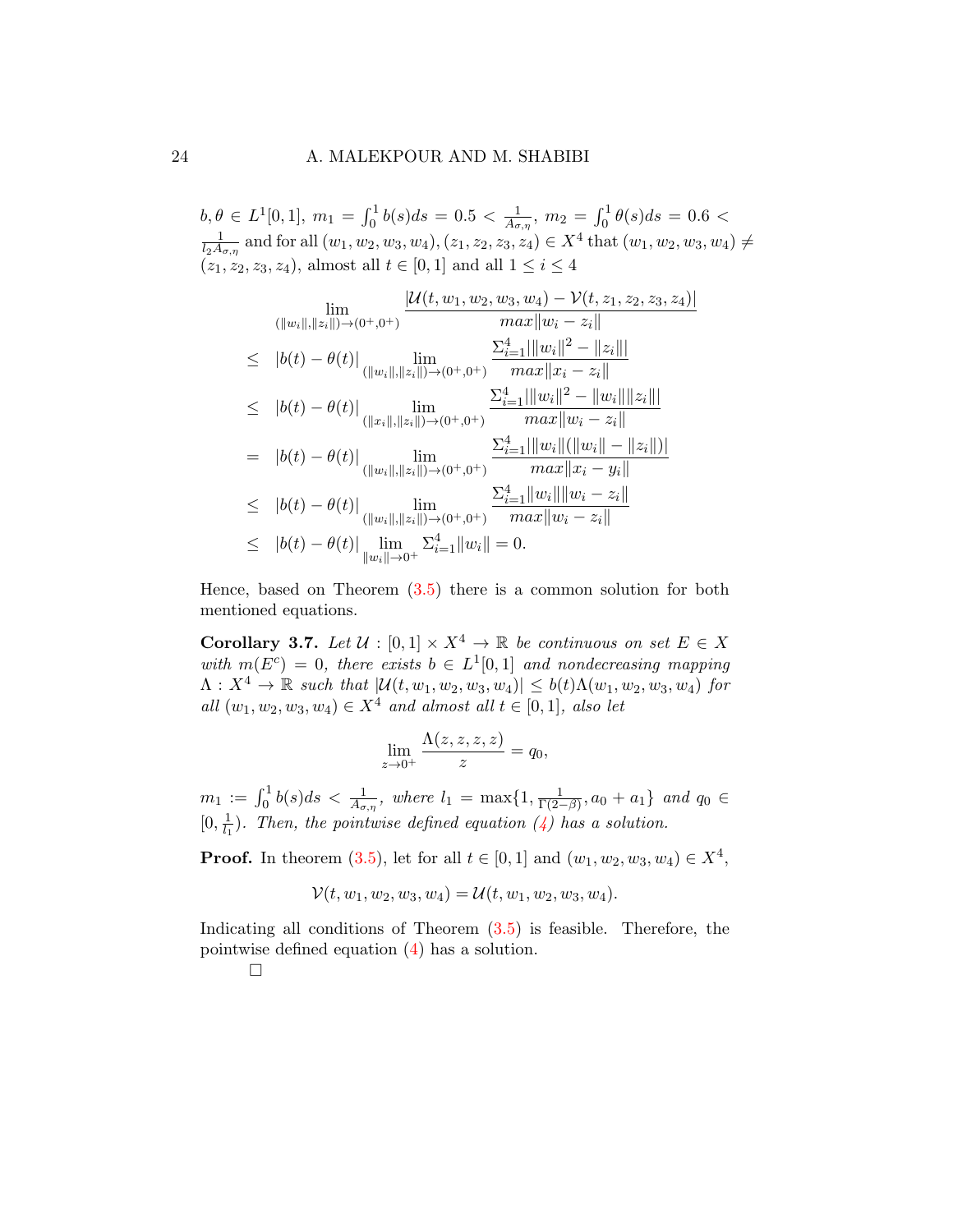$b, \theta \in L^1[0,1]$, $m_1 = \int_0^1 b(s)ds = 0.5 < \frac{1}{A_{\sigma,\eta}}$, $m_2 = \int_0^1 \theta(s)ds = 0.6 < \frac{1}{l_2 A_{\sigma,\eta}}$ and for all $(w_1, w_2, w_3, w_4), (z_1, z_2, z_3, z_4) \in X^4$ that $(w_1, w_2, w_3, w_4) \neq (z_1, z_2, z_3, z_4)$, almost all $t \in [0,1]$ and all $1 \leq i \leq 4$

$$
\begin{aligned}
& \lim_{(\|w_i\|,\|z_i\|)\to(0^+,0^+)} \frac{|\mathcal{U}(t,w_1,w_2,w_3,w_4) - \mathcal{V}(t,z_1,z_2,z_3,z_4)|}{max\|w_i - z_i\|} \\
\leq \quad & |b(t) - \theta(t)| \lim_{(\|w_i\|,\|z_i\|)\to(0^+,0^+)} \frac{\Sigma_{i=1}^4 |\|w_i\|^2 - \|z_i\||}{max\|x_i - z_i\|} \\
\leq \quad & |b(t) - \theta(t)| \lim_{(\|x_i\|,\|z_i\|)\to(0^+,0^+)} \frac{\Sigma_{i=1}^4 |\|w_i\|^2 - \|w_i\|\|z_i\||}{max\|w_i - z_i\|} \\
= \quad & |b(t) - \theta(t)| \lim_{(\|w_i\|,\|z_i\|)\to(0^+,0^+)} \frac{\Sigma_{i=1}^4 |\|w_i\|(\|w_i\| - \|z_i\|)|}{max\|x_i - y_i\|} \\
\leq \quad & |b(t) - \theta(t)| \lim_{(\|w_i\|,\|z_i\|)\to(0^+,0^+)} \frac{\Sigma_{i=1}^4 \|w_i\|\|w_i - z_i\|}{max\|w_i - z_i\|} \\
\leq \quad & |b(t) - \theta(t)| \lim_{\|w_i\|\to 0^+} \Sigma_{i=1}^4 \|w_i\| = 0.
\end{aligned}
$$

Hence, based on Theorem (3.5) there is a common solution for both mentioned equations.

**Corollary 3.7.** *Let $\mathcal{U} : [0,1] \times X^4 \to \mathbb{R}$ be continuous on set $E \in X$ with $m(E^c) = 0$, there exists $b \in L^1[0,1]$ and nondecreasing mapping $\Lambda : X^4 \to \mathbb{R}$ such that $|\mathcal{U}(t, w_1, w_2, w_3, w_4)| \leq b(t)\Lambda(w_1, w_2, w_3, w_4)$ for all $(w_1, w_2, w_3, w_4) \in X^4$ and almost all $t \in [0,1]$, also let*

$$\lim_{z\to 0^+} \frac{\Lambda(z,z,z,z)}{z} = q_0,$$

*$m_1 := \int_0^1 b(s)ds < \frac{1}{A_{\sigma,\eta}}$, where $l_1 = \max\{1, \frac{1}{\Gamma(2-\beta)}, a_0 + a_1\}$ and $q_0 \in [0, \frac{1}{l_1})$. Then, the pointwise defined equation (4) has a solution.*

**Proof.** In theorem (3.5), let for all $t \in [0,1]$ and $(w_1, w_2, w_3, w_4) \in X^4$,

$$\mathcal{V}(t, w_1, w_2, w_3, w_4) = \mathcal{U}(t, w_1, w_2, w_3, w_4).$$

Indicating all conditions of Theorem (3.5) is feasible. Therefore, the pointwise defined equation (4) has a solution.

□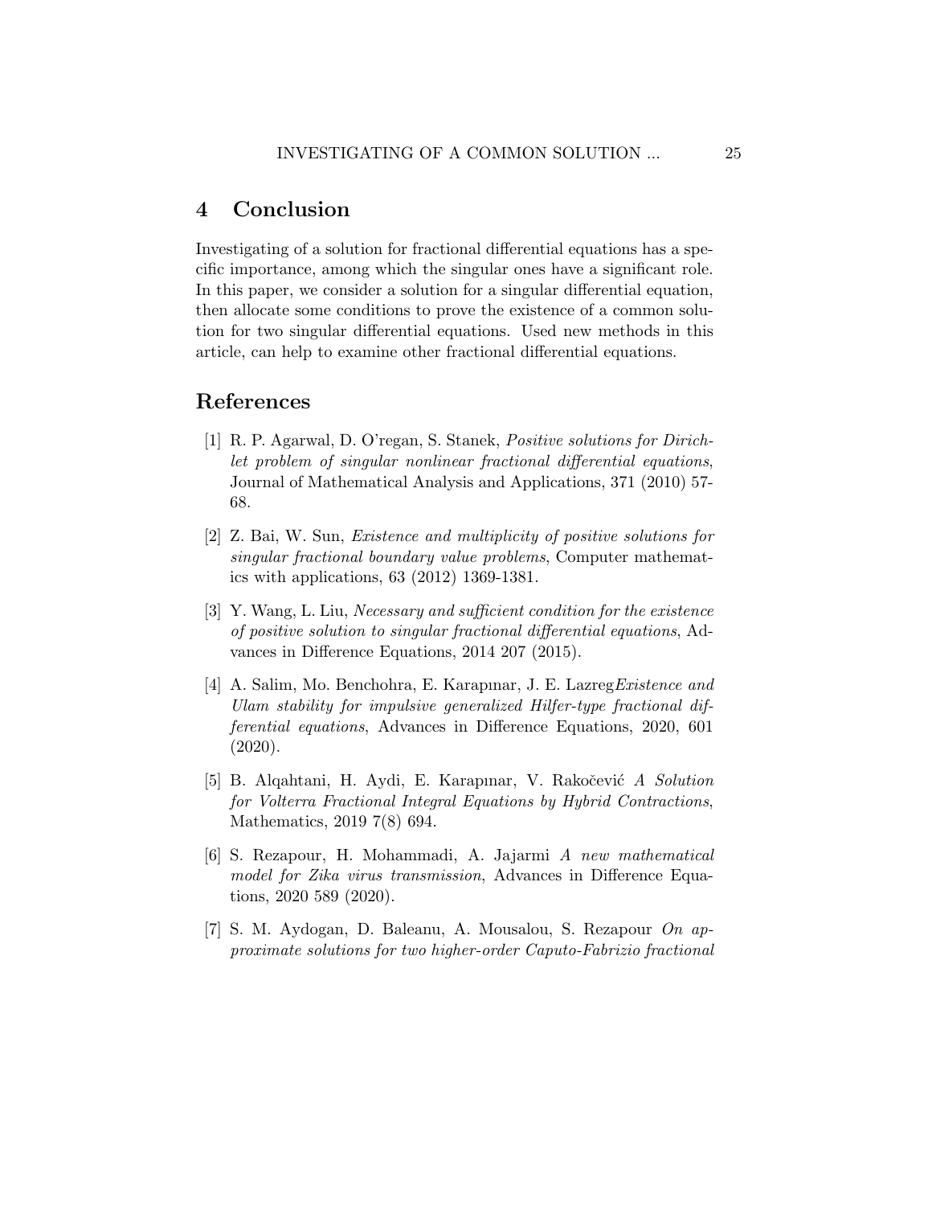## 4 Conclusion

Investigating of a solution for fractional differential equations has a specific importance, among which the singular ones have a significant role. In this paper, we consider a solution for a singular differential equation, then allocate some conditions to prove the existence of a common solution for two singular differential equations. Used new methods in this article, can help to examine other fractional differential equations.

## References

[1] R. P. Agarwal, D. O'regan, S. Stanek, *Positive solutions for Dirichlet problem of singular nonlinear fractional differential equations*, Journal of Mathematical Analysis and Applications, 371 (2010) 57-68.

[2] Z. Bai, W. Sun, *Existence and multiplicity of positive solutions for singular fractional boundary value problems*, Computer mathematics with applications, 63 (2012) 1369-1381.

[3] Y. Wang, L. Liu, *Necessary and sufficient condition for the existence of positive solution to singular fractional differential equations*, Advances in Difference Equations, 2014 207 (2015).

[4] A. Salim, Mo. Benchohra, E. Karapınar, J. E. Lazreg*Existence and Ulam stability for impulsive generalized Hilfer-type fractional differential equations*, Advances in Difference Equations, 2020, 601 (2020).

[5] B. Alqahtani, H. Aydi, E. Karapınar, V. Rakočević *A Solution for Volterra Fractional Integral Equations by Hybrid Contractions*, Mathematics, 2019 7(8) 694.

[6] S. Rezapour, H. Mohammadi, A. Jajarmi *A new mathematical model for Zika virus transmission*, Advances in Difference Equations, 2020 589 (2020).

[7] S. M. Aydogan, D. Baleanu, A. Mousalou, S. Rezapour *On approximate solutions for two higher-order Caputo-Fabrizio fractional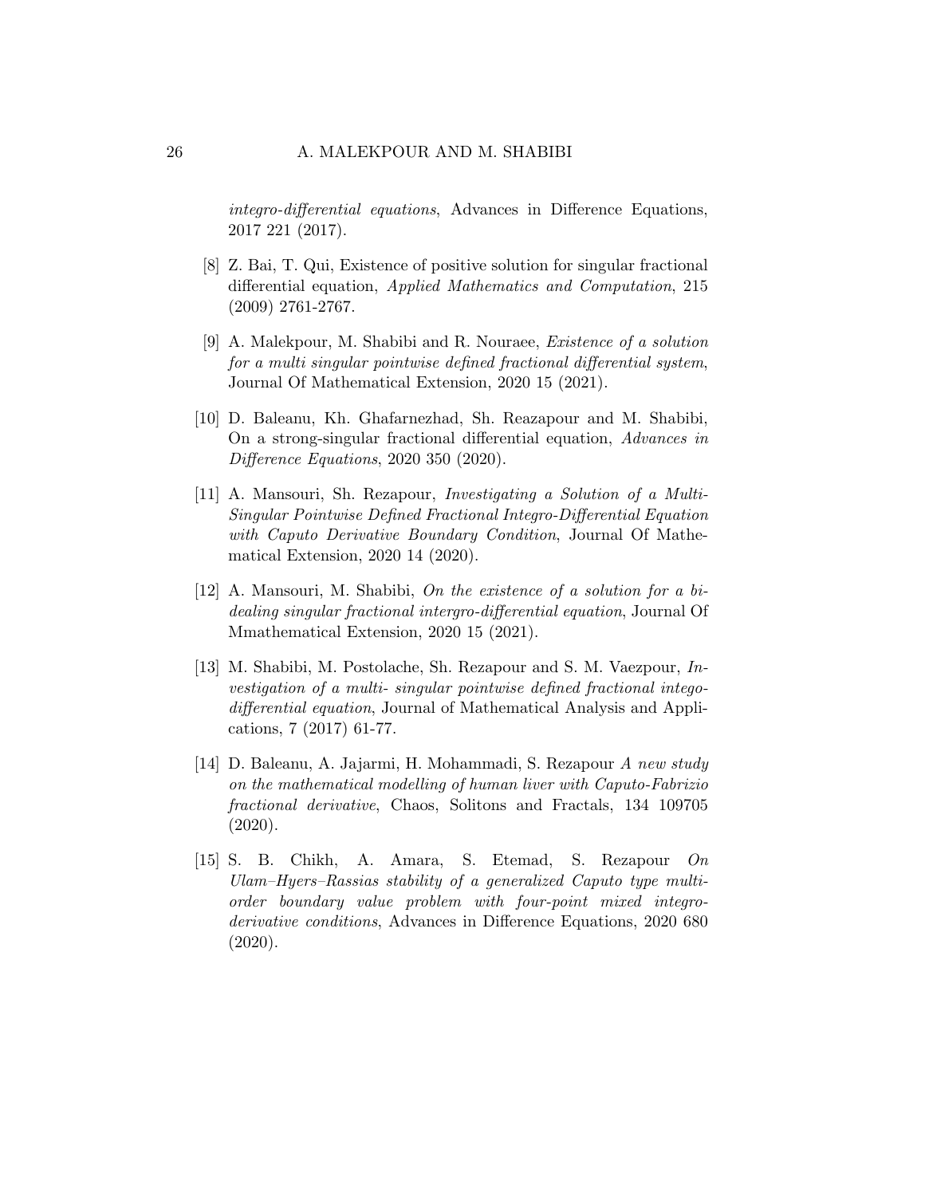*integro-differential equations*, Advances in Difference Equations, 2017 221 (2017).

[8] Z. Bai, T. Qui, Existence of positive solution for singular fractional differential equation, *Applied Mathematics and Computation*, 215 (2009) 2761-2767.

[9] A. Malekpour, M. Shabibi and R. Nouraee, *Existence of a solution for a multi singular pointwise defined fractional differential system*, Journal Of Mathematical Extension, 2020 15 (2021).

[10] D. Baleanu, Kh. Ghafarnezhad, Sh. Reazapour and M. Shabibi, On a strong-singular fractional differential equation, *Advances in Difference Equations*, 2020 350 (2020).

[11] A. Mansouri, Sh. Rezapour, *Investigating a Solution of a Multi-Singular Pointwise Defined Fractional Integro-Differential Equation with Caputo Derivative Boundary Condition*, Journal Of Mathematical Extension, 2020 14 (2020).

[12] A. Mansouri, M. Shabibi, *On the existence of a solution for a bi-dealing singular fractional intergro-differential equation*, Journal Of Mmathematical Extension, 2020 15 (2021).

[13] M. Shabibi, M. Postolache, Sh. Rezapour and S. M. Vaezpour, *Investigation of a multi- singular pointwise defined fractional intego-differential equation*, Journal of Mathematical Analysis and Applications, 7 (2017) 61-77.

[14] D. Baleanu, A. Jajarmi, H. Mohammadi, S. Rezapour *A new study on the mathematical modelling of human liver with Caputo-Fabrizio fractional derivative*, Chaos, Solitons and Fractals, 134 109705 (2020).

[15] S. B. Chikh, A. Amara, S. Etemad, S. Rezapour *On Ulam–Hyers–Rassias stability of a generalized Caputo type multi-order boundary value problem with four-point mixed integro-derivative conditions*, Advances in Difference Equations, 2020 680 (2020).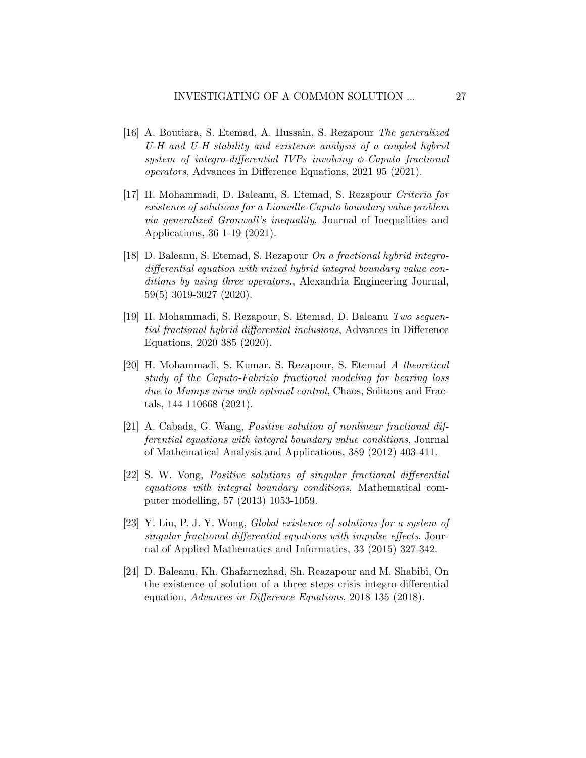[16] A. Boutiara, S. Etemad, A. Hussain, S. Rezapour *The generalized U-H and U-H stability and existence analysis of a coupled hybrid system of integro-differential IVPs involving $\phi$-Caputo fractional operators*, Advances in Difference Equations, 2021 95 (2021).

[17] H. Mohammadi, D. Baleanu, S. Etemad, S. Rezapour *Criteria for existence of solutions for a Liouville-Caputo boundary value problem via generalized Gronwall's inequality*, Journal of Inequalities and Applications, 36 1-19 (2021).

[18] D. Baleanu, S. Etemad, S. Rezapour *On a fractional hybrid integro-differential equation with mixed hybrid integral boundary value conditions by using three operators.*, Alexandria Engineering Journal, 59(5) 3019-3027 (2020).

[19] H. Mohammadi, S. Rezapour, S. Etemad, D. Baleanu *Two sequential fractional hybrid differential inclusions*, Advances in Difference Equations, 2020 385 (2020).

[20] H. Mohammadi, S. Kumar. S. Rezapour, S. Etemad *A theoretical study of the Caputo-Fabrizio fractional modeling for hearing loss due to Mumps virus with optimal control*, Chaos, Solitons and Fractals, 144 110668 (2021).

[21] A. Cabada, G. Wang, *Positive solution of nonlinear fractional differential equations with integral boundary value conditions*, Journal of Mathematical Analysis and Applications, 389 (2012) 403-411.

[22] S. W. Vong, *Positive solutions of singular fractional differential equations with integral boundary conditions*, Mathematical computer modelling, 57 (2013) 1053-1059.

[23] Y. Liu, P. J. Y. Wong, *Global existence of solutions for a system of singular fractional differential equations with impulse effects*, Journal of Applied Mathematics and Informatics, 33 (2015) 327-342.

[24] D. Baleanu, Kh. Ghafarnezhad, Sh. Reazapour and M. Shabibi, On the existence of solution of a three steps crisis integro-differential equation, *Advances in Difference Equations*, 2018 135 (2018).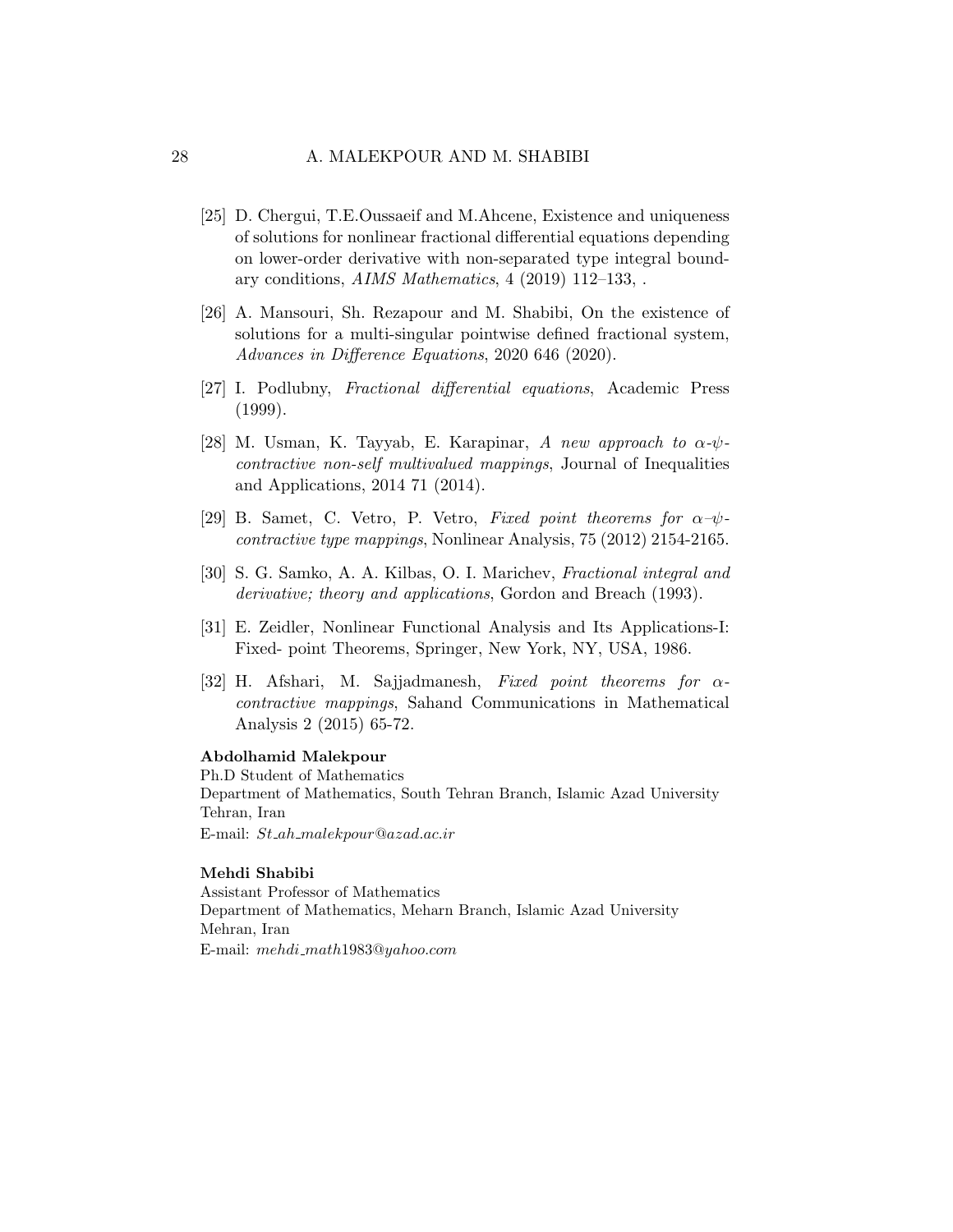[25] D. Chergui, T.E.Oussaeif and M.Ahcene, Existence and uniqueness of solutions for nonlinear fractional differential equations depending on lower-order derivative with non-separated type integral boundary conditions, *AIMS Mathematics*, 4 (2019) 112–133, .

[26] A. Mansouri, Sh. Rezapour and M. Shabibi, On the existence of solutions for a multi-singular pointwise defined fractional system, *Advances in Difference Equations*, 2020 646 (2020).

[27] I. Podlubny, *Fractional differential equations*, Academic Press (1999).

[28] M. Usman, K. Tayyab, E. Karapinar, *A new approach to $\alpha$-$\psi$-contractive non-self multivalued mappings*, Journal of Inequalities and Applications, 2014 71 (2014).

[29] B. Samet, C. Vetro, P. Vetro, *Fixed point theorems for $\alpha$–$\psi$-contractive type mappings*, Nonlinear Analysis, 75 (2012) 2154-2165.

[30] S. G. Samko, A. A. Kilbas, O. I. Marichev, *Fractional integral and derivative; theory and applications*, Gordon and Breach (1993).

[31] E. Zeidler, Nonlinear Functional Analysis and Its Applications-I: Fixed- point Theorems, Springer, New York, NY, USA, 1986.

[32] H. Afshari, M. Sajjadmanesh, *Fixed point theorems for $\alpha$-contractive mappings*, Sahand Communications in Mathematical Analysis 2 (2015) 65-72.

**Abdolhamid Malekpour**
Ph.D Student of Mathematics
Department of Mathematics, South Tehran Branch, Islamic Azad University
Tehran, Iran
E-mail: *St_ah_malekpour@azad.ac.ir*

**Mehdi Shabibi**
Assistant Professor of Mathematics
Department of Mathematics, Meharn Branch, Islamic Azad University
Mehran, Iran
E-mail: *mehdi_math1983@yahoo.com*